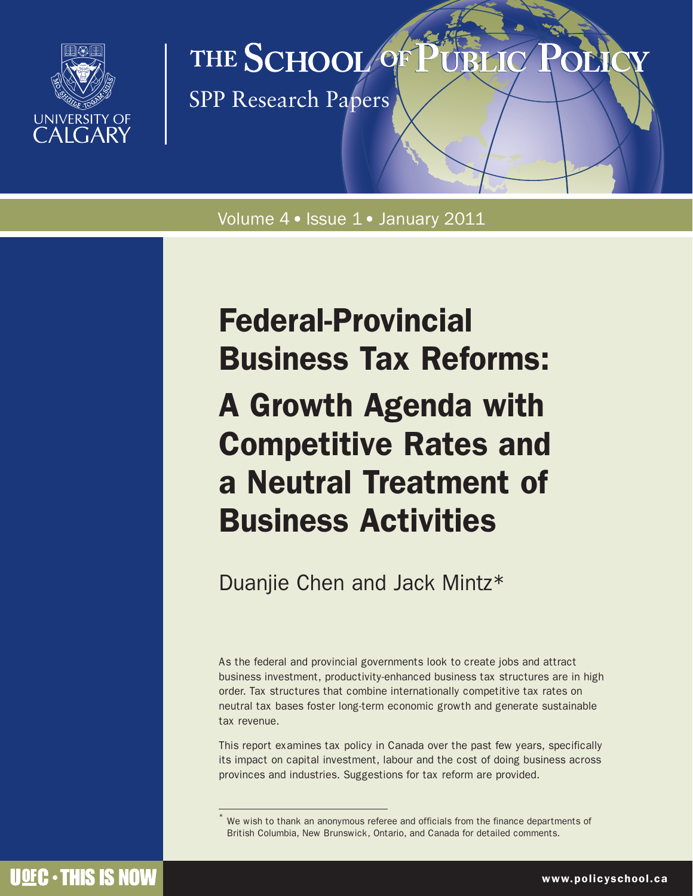THE SCHOOL OF PUBLIC POLICY

SPP Research Papers

Volume 4 • Issue 1 • January 2011

# Federal-Provincial Business Tax Reforms: A Growth Agenda with Competitive Rates and a Neutral Treatment of Business Activities

Duanjie Chen and Jack Mintz*

As the federal and provincial governments look to create jobs and attract business investment, productivity-enhanced business tax structures are in high order. Tax structures that combine internationally competitive tax rates on neutral tax bases foster long-term economic growth and generate sustainable tax revenue.

This report examines tax policy in Canada over the past few years, specifically its impact on capital investment, labour and the cost of doing business across provinces and industries. Suggestions for tax reform are provided.

* We wish to thank an anonymous referee and officials from the finance departments of British Columbia, New Brunswick, Ontario, and Canada for detailed comments.

UofC • THIS IS NOW

www.policyschool.ca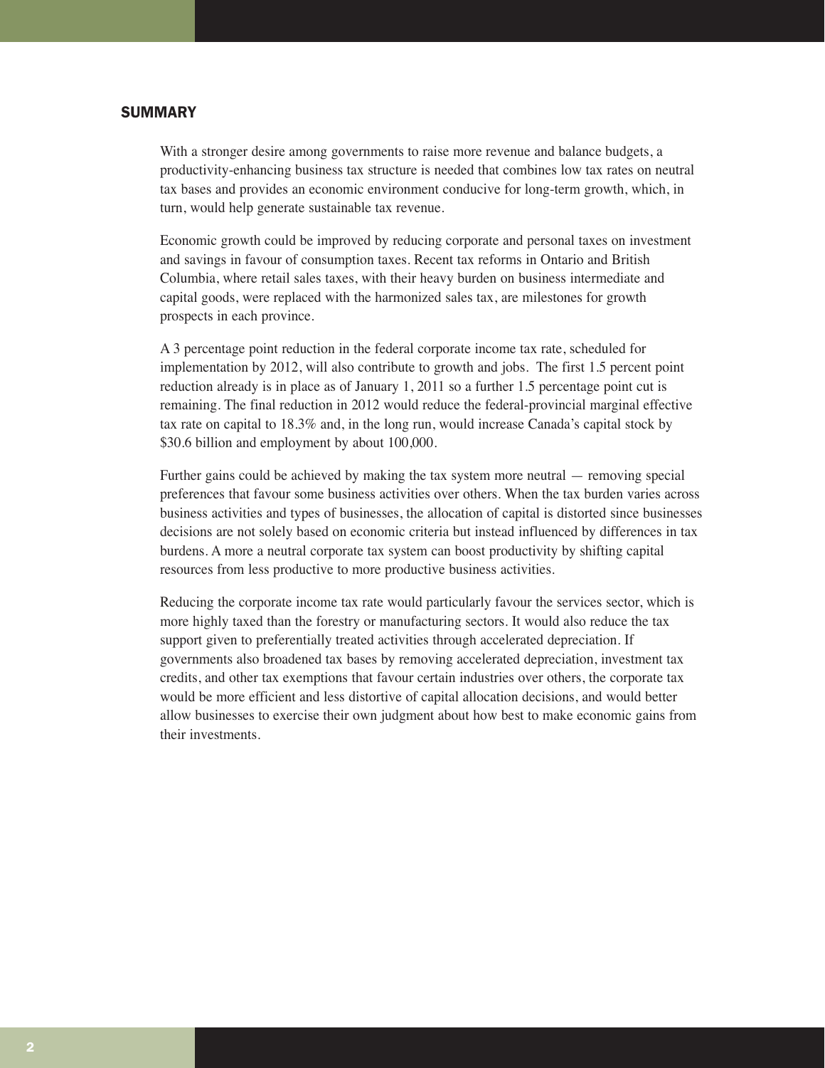## SUMMARY

With a stronger desire among governments to raise more revenue and balance budgets, a productivity-enhancing business tax structure is needed that combines low tax rates on neutral tax bases and provides an economic environment conducive for long-term growth, which, in turn, would help generate sustainable tax revenue.

Economic growth could be improved by reducing corporate and personal taxes on investment and savings in favour of consumption taxes. Recent tax reforms in Ontario and British Columbia, where retail sales taxes, with their heavy burden on business intermediate and capital goods, were replaced with the harmonized sales tax, are milestones for growth prospects in each province.

A 3 percentage point reduction in the federal corporate income tax rate, scheduled for implementation by 2012, will also contribute to growth and jobs. The first 1.5 percent point reduction already is in place as of January 1, 2011 so a further 1.5 percentage point cut is remaining. The final reduction in 2012 would reduce the federal-provincial marginal effective tax rate on capital to 18.3% and, in the long run, would increase Canada's capital stock by $30.6 billion and employment by about 100,000.

Further gains could be achieved by making the tax system more neutral — removing special preferences that favour some business activities over others. When the tax burden varies across business activities and types of businesses, the allocation of capital is distorted since businesses decisions are not solely based on economic criteria but instead influenced by differences in tax burdens. A more a neutral corporate tax system can boost productivity by shifting capital resources from less productive to more productive business activities.

Reducing the corporate income tax rate would particularly favour the services sector, which is more highly taxed than the forestry or manufacturing sectors. It would also reduce the tax support given to preferentially treated activities through accelerated depreciation. If governments also broadened tax bases by removing accelerated depreciation, investment tax credits, and other tax exemptions that favour certain industries over others, the corporate tax would be more efficient and less distortive of capital allocation decisions, and would better allow businesses to exercise their own judgment about how best to make economic gains from their investments.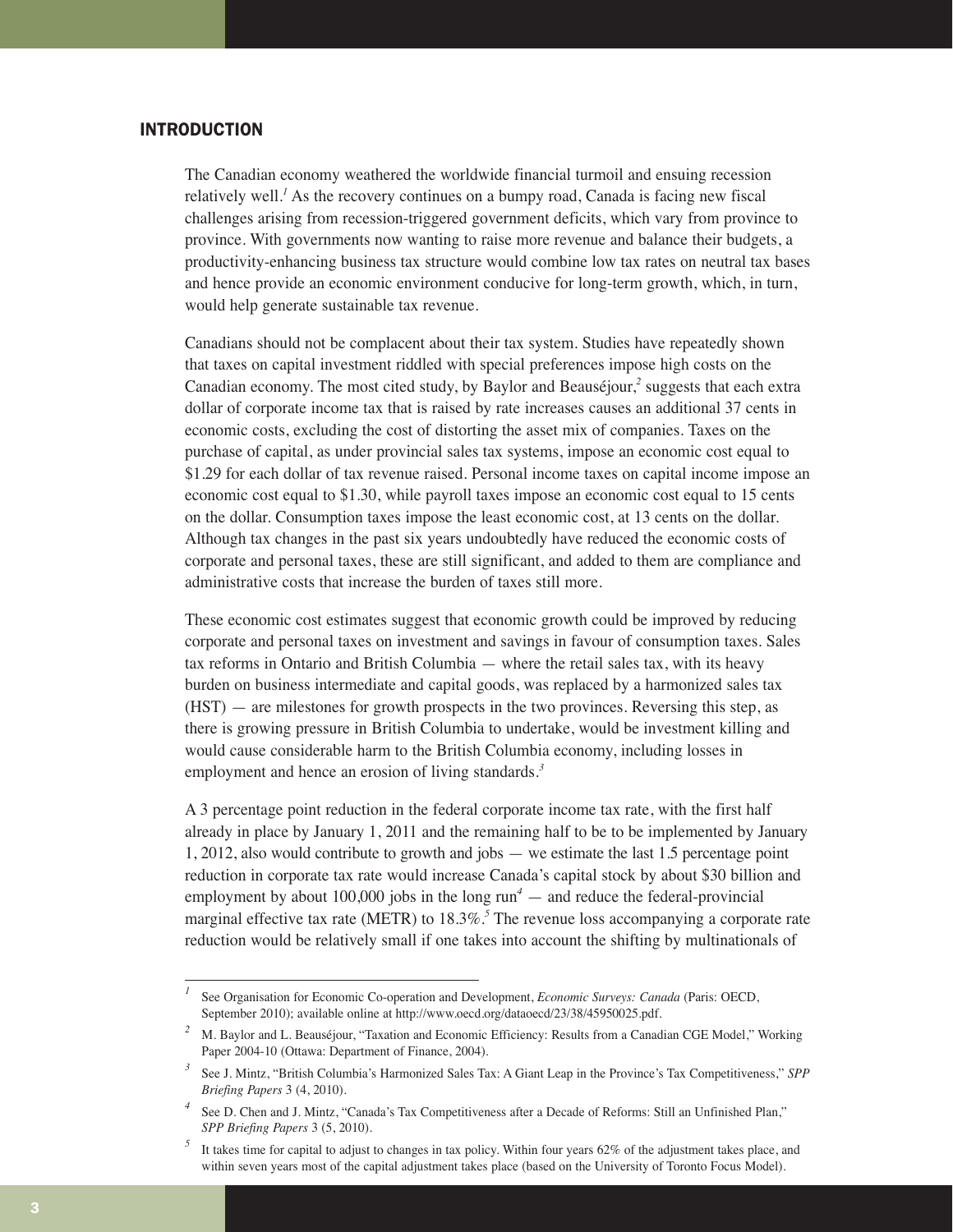## INTRODUCTION

The Canadian economy weathered the worldwide financial turmoil and ensuing recession relatively well.[1] As the recovery continues on a bumpy road, Canada is facing new fiscal challenges arising from recession-triggered government deficits, which vary from province to province. With governments now wanting to raise more revenue and balance their budgets, a productivity-enhancing business tax structure would combine low tax rates on neutral tax bases and hence provide an economic environment conducive for long-term growth, which, in turn, would help generate sustainable tax revenue.

Canadians should not be complacent about their tax system. Studies have repeatedly shown that taxes on capital investment riddled with special preferences impose high costs on the Canadian economy. The most cited study, by Baylor and Beauséjour,[2] suggests that each extra dollar of corporate income tax that is raised by rate increases causes an additional 37 cents in economic costs, excluding the cost of distorting the asset mix of companies. Taxes on the purchase of capital, as under provincial sales tax systems, impose an economic cost equal to \$1.29 for each dollar of tax revenue raised. Personal income taxes on capital income impose an economic cost equal to \$1.30, while payroll taxes impose an economic cost equal to 15 cents on the dollar. Consumption taxes impose the least economic cost, at 13 cents on the dollar. Although tax changes in the past six years undoubtedly have reduced the economic costs of corporate and personal taxes, these are still significant, and added to them are compliance and administrative costs that increase the burden of taxes still more.

These economic cost estimates suggest that economic growth could be improved by reducing corporate and personal taxes on investment and savings in favour of consumption taxes. Sales tax reforms in Ontario and British Columbia — where the retail sales tax, with its heavy burden on business intermediate and capital goods, was replaced by a harmonized sales tax (HST) — are milestones for growth prospects in the two provinces. Reversing this step, as there is growing pressure in British Columbia to undertake, would be investment killing and would cause considerable harm to the British Columbia economy, including losses in employment and hence an erosion of living standards.[3]

A 3 percentage point reduction in the federal corporate income tax rate, with the first half already in place by January 1, 2011 and the remaining half to be to be implemented by January 1, 2012, also would contribute to growth and jobs — we estimate the last 1.5 percentage point reduction in corporate tax rate would increase Canada's capital stock by about \$30 billion and employment by about 100,000 jobs in the long run[4] — and reduce the federal-provincial marginal effective tax rate (METR) to 18.3%.[5] The revenue loss accompanying a corporate rate reduction would be relatively small if one takes into account the shifting by multinationals of

---

[1] See Organisation for Economic Co-operation and Development, *Economic Surveys: Canada* (Paris: OECD, September 2010); available online at http://www.oecd.org/dataoecd/23/38/45950025.pdf.

[2] M. Baylor and L. Beauséjour, "Taxation and Economic Efficiency: Results from a Canadian CGE Model," Working Paper 2004-10 (Ottawa: Department of Finance, 2004).

[3] See J. Mintz, "British Columbia's Harmonized Sales Tax: A Giant Leap in the Province's Tax Competitiveness," *SPP Briefing Papers* 3 (4, 2010).

[4] See D. Chen and J. Mintz, "Canada's Tax Competitiveness after a Decade of Reforms: Still an Unfinished Plan," *SPP Briefing Papers* 3 (5, 2010).

[5] It takes time for capital to adjust to changes in tax policy. Within four years 62% of the adjustment takes place, and within seven years most of the capital adjustment takes place (based on the University of Toronto Focus Model).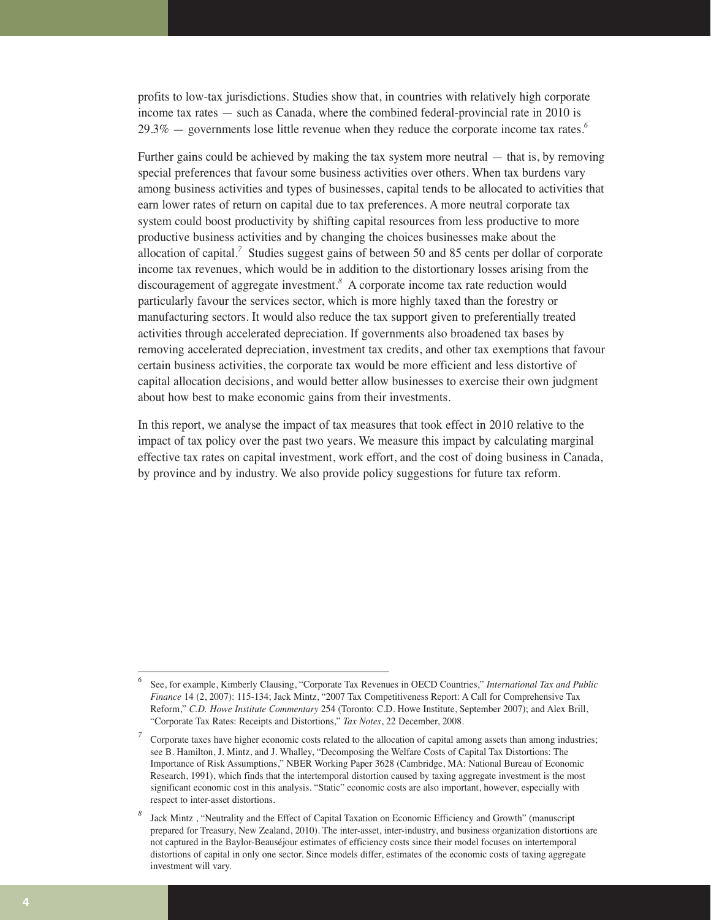profits to low-tax jurisdictions. Studies show that, in countries with relatively high corporate income tax rates — such as Canada, where the combined federal-provincial rate in 2010 is 29.3% — governments lose little revenue when they reduce the corporate income tax rates.[6]

Further gains could be achieved by making the tax system more neutral — that is, by removing special preferences that favour some business activities over others. When tax burdens vary among business activities and types of businesses, capital tends to be allocated to activities that earn lower rates of return on capital due to tax preferences. A more neutral corporate tax system could boost productivity by shifting capital resources from less productive to more productive business activities and by changing the choices businesses make about the allocation of capital.[7] Studies suggest gains of between 50 and 85 cents per dollar of corporate income tax revenues, which would be in addition to the distortionary losses arising from the discouragement of aggregate investment.[8] A corporate income tax rate reduction would particularly favour the services sector, which is more highly taxed than the forestry or manufacturing sectors. It would also reduce the tax support given to preferentially treated activities through accelerated depreciation. If governments also broadened tax bases by removing accelerated depreciation, investment tax credits, and other tax exemptions that favour certain business activities, the corporate tax would be more efficient and less distortive of capital allocation decisions, and would better allow businesses to exercise their own judgment about how best to make economic gains from their investments.

In this report, we analyse the impact of tax measures that took effect in 2010 relative to the impact of tax policy over the past two years. We measure this impact by calculating marginal effective tax rates on capital investment, work effort, and the cost of doing business in Canada, by province and by industry. We also provide policy suggestions for future tax reform.

---

[6] See, for example, Kimberly Clausing, "Corporate Tax Revenues in OECD Countries," *International Tax and Public Finance* 14 (2, 2007): 115-134; Jack Mintz, "2007 Tax Competitiveness Report: A Call for Comprehensive Tax Reform," *C.D. Howe Institute Commentary* 254 (Toronto: C.D. Howe Institute, September 2007); and Alex Brill, "Corporate Tax Rates: Receipts and Distortions," *Tax Notes*, 22 December, 2008.

[7] Corporate taxes have higher economic costs related to the allocation of capital among assets than among industries; see B. Hamilton, J. Mintz, and J. Whalley, "Decomposing the Welfare Costs of Capital Tax Distortions: The Importance of Risk Assumptions," NBER Working Paper 3628 (Cambridge, MA: National Bureau of Economic Research, 1991), which finds that the intertemporal distortion caused by taxing aggregate investment is the most significant economic cost in this analysis. "Static" economic costs are also important, however, especially with respect to inter-asset distortions.

[8] Jack Mintz , "Neutrality and the Effect of Capital Taxation on Economic Efficiency and Growth" (manuscript prepared for Treasury, New Zealand, 2010). The inter-asset, inter-industry, and business organization distortions are not captured in the Baylor-Beauséjour estimates of efficiency costs since their model focuses on intertemporal distortions of capital in only one sector. Since models differ, estimates of the economic costs of taxing aggregate investment will vary.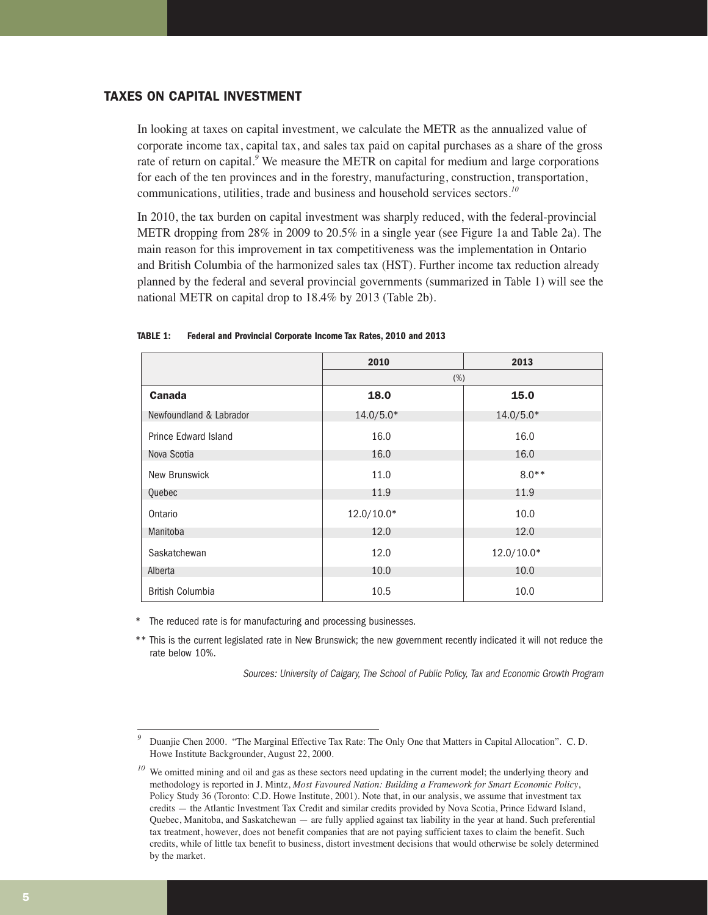## TAXES ON CAPITAL INVESTMENT

In looking at taxes on capital investment, we calculate the METR as the annualized value of corporate income tax, capital tax, and sales tax paid on capital purchases as a share of the gross rate of return on capital.[9] We measure the METR on capital for medium and large corporations for each of the ten provinces and in the forestry, manufacturing, construction, transportation, communications, utilities, trade and business and household services sectors.[10]

In 2010, the tax burden on capital investment was sharply reduced, with the federal-provincial METR dropping from 28% in 2009 to 20.5% in a single year (see Figure 1a and Table 2a). The main reason for this improvement in tax competitiveness was the implementation in Ontario and British Columbia of the harmonized sales tax (HST). Further income tax reduction already planned by the federal and several provincial governments (summarized in Table 1) will see the national METR on capital drop to 18.4% by 2013 (Table 2b).

**TABLE 1: Federal and Provincial Corporate Income Tax Rates, 2010 and 2013**

| | 2010 | 2013 |
|---|---|---|
| | (%) | |
| **Canada** | **18.0** | **15.0** |
| Newfoundland & Labrador | 14.0/5.0* | 14.0/5.0* |
| Prince Edward Island | 16.0 | 16.0 |
| Nova Scotia | 16.0 | 16.0 |
| New Brunswick | 11.0 | 8.0** |
| Quebec | 11.9 | 11.9 |
| Ontario | 12.0/10.0* | 10.0 |
| Manitoba | 12.0 | 12.0 |
| Saskatchewan | 12.0 | 12.0/10.0* |
| Alberta | 10.0 | 10.0 |
| British Columbia | 10.5 | 10.0 |

\* The reduced rate is for manufacturing and processing businesses.

** This is the current legislated rate in New Brunswick; the new government recently indicated it will not reduce the rate below 10%.

*Sources: University of Calgary, The School of Public Policy, Tax and Economic Growth Program*

---

[9] Duanjie Chen 2000. "The Marginal Effective Tax Rate: The Only One that Matters in Capital Allocation". C. D. Howe Institute Backgrounder, August 22, 2000.

[10] We omitted mining and oil and gas as these sectors need updating in the current model; the underlying theory and methodology is reported in J. Mintz, *Most Favoured Nation: Building a Framework for Smart Economic Policy*, Policy Study 36 (Toronto: C.D. Howe Institute, 2001). Note that, in our analysis, we assume that investment tax credits — the Atlantic Investment Tax Credit and similar credits provided by Nova Scotia, Prince Edward Island, Quebec, Manitoba, and Saskatchewan — are fully applied against tax liability in the year at hand. Such preferential tax treatment, however, does not benefit companies that are not paying sufficient taxes to claim the benefit. Such credits, while of little tax benefit to business, distort investment decisions that would otherwise be solely determined by the market.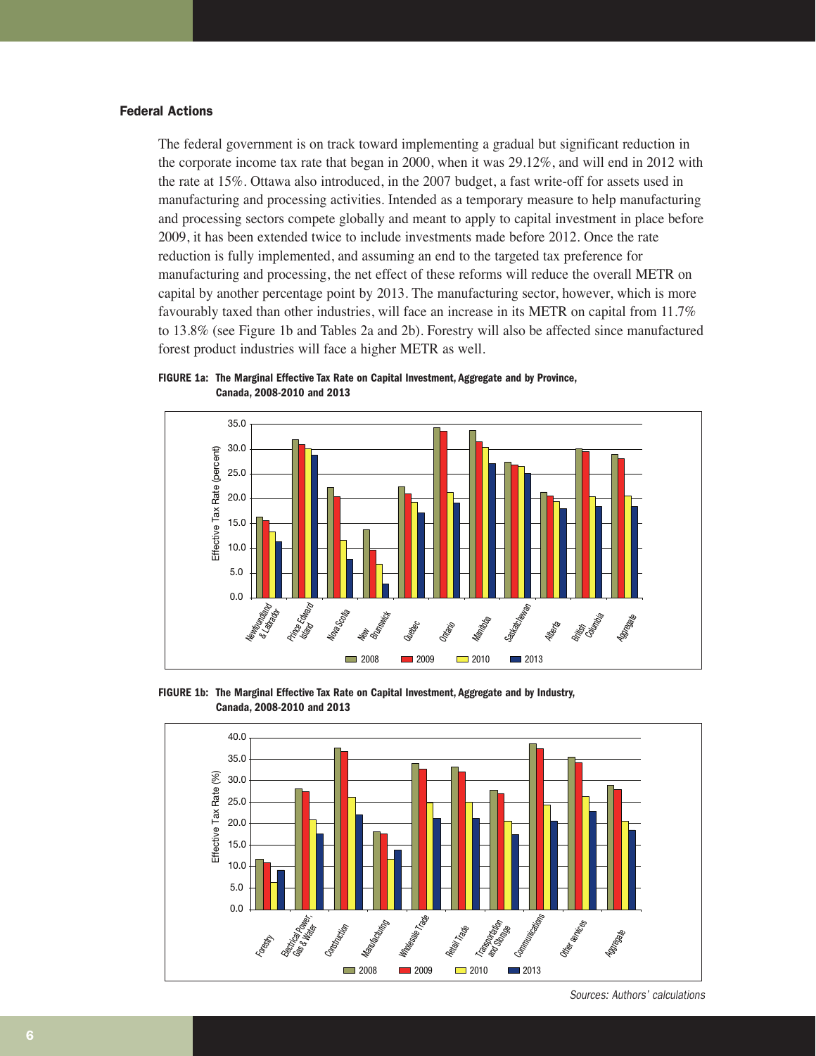### Federal Actions

The federal government is on track toward implementing a gradual but significant reduction in the corporate income tax rate that began in 2000, when it was 29.12%, and will end in 2012 with the rate at 15%. Ottawa also introduced, in the 2007 budget, a fast write-off for assets used in manufacturing and processing activities. Intended as a temporary measure to help manufacturing and processing sectors compete globally and meant to apply to capital investment in place before 2009, it has been extended twice to include investments made before 2012. Once the rate reduction is fully implemented, and assuming an end to the targeted tax preference for manufacturing and processing, the net effect of these reforms will reduce the overall METR on capital by another percentage point by 2013. The manufacturing sector, however, which is more favourably taxed than other industries, will face an increase in its METR on capital from 11.7% to 13.8% (see Figure 1b and Tables 2a and 2b). Forestry will also be affected since manufactured forest product industries will face a higher METR as well.

**FIGURE 1a: The Marginal Effective Tax Rate on Capital Investment, Aggregate and by Province, Canada, 2008-2010 and 2013**

**FIGURE 1b: The Marginal Effective Tax Rate on Capital Investment, Aggregate and by Industry, Canada, 2008-2010 and 2013**

*Sources: Authors' calculations*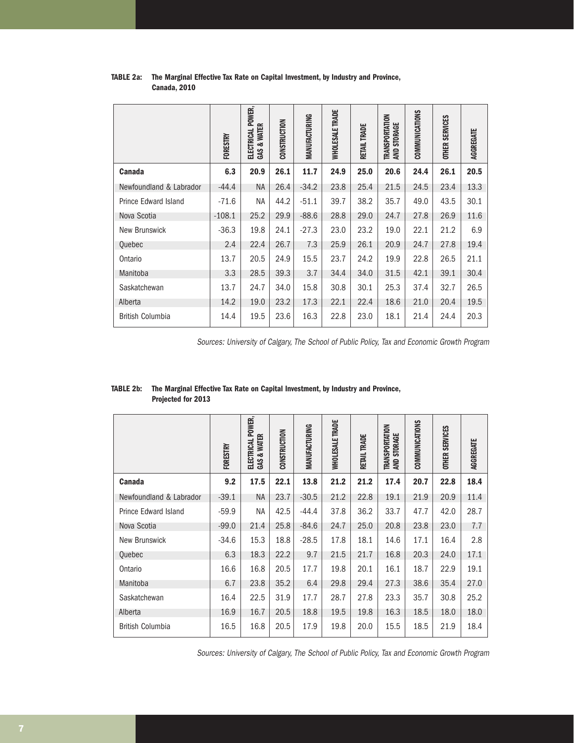**TABLE 2a: The Marginal Effective Tax Rate on Capital Investment, by Industry and Province, Canada, 2010**

| | FORESTRY | ELECTRICAL POWER, GAS & WATER | CONSTRUCTION | MANUFACTURING | WHOLESALE TRADE | RETAIL TRADE | TRANSPORTATION AND STORAGE | COMMUNICATIONS | OTHER SERVICES | AGGREGATE |
|---|---|---|---|---|---|---|---|---|---|---|
| **Canada** | **6.3** | **20.9** | **26.1** | **11.7** | **24.9** | **25.0** | **20.6** | **24.4** | **26.1** | **20.5** |
| Newfoundland & Labrador | -44.4 | NA | 26.4 | -34.2 | 23.8 | 25.4 | 21.5 | 24.5 | 23.4 | 13.3 |
| Prince Edward Island | -71.6 | NA | 44.2 | -51.1 | 39.7 | 38.2 | 35.7 | 49.0 | 43.5 | 30.1 |
| Nova Scotia | -108.1 | 25.2 | 29.9 | -88.6 | 28.8 | 29.0 | 24.7 | 27.8 | 26.9 | 11.6 |
| New Brunswick | -36.3 | 19.8 | 24.1 | -27.3 | 23.0 | 23.2 | 19.0 | 22.1 | 21.2 | 6.9 |
| Quebec | 2.4 | 22.4 | 26.7 | 7.3 | 25.9 | 26.1 | 20.9 | 24.7 | 27.8 | 19.4 |
| Ontario | 13.7 | 20.5 | 24.9 | 15.5 | 23.7 | 24.2 | 19.9 | 22.8 | 26.5 | 21.1 |
| Manitoba | 3.3 | 28.5 | 39.3 | 3.7 | 34.4 | 34.0 | 31.5 | 42.1 | 39.1 | 30.4 |
| Saskatchewan | 13.7 | 24.7 | 34.0 | 15.8 | 30.8 | 30.1 | 25.3 | 37.4 | 32.7 | 26.5 |
| Alberta | 14.2 | 19.0 | 23.2 | 17.3 | 22.1 | 22.4 | 18.6 | 21.0 | 20.4 | 19.5 |
| British Columbia | 14.4 | 19.5 | 23.6 | 16.3 | 22.8 | 23.0 | 18.1 | 21.4 | 24.4 | 20.3 |

*Sources: University of Calgary, The School of Public Policy, Tax and Economic Growth Program*

**TABLE 2b: The Marginal Effective Tax Rate on Capital Investment, by Industry and Province, Projected for 2013**

| | FORESTRY | ELECTRICAL POWER, GAS & WATER | CONSTRUCTION | MANUFACTURING | WHOLESALE TRADE | RETAIL TRADE | TRANSPORTATION AND STORAGE | COMMUNICATIONS | OTHER SERVICES | AGGREGATE |
|---|---|---|---|---|---|---|---|---|---|---|
| **Canada** | **9.2** | **17.5** | **22.1** | **13.8** | **21.2** | **21.2** | **17.4** | **20.7** | **22.8** | **18.4** |
| Newfoundland & Labrador | -39.1 | NA | 23.7 | -30.5 | 21.2 | 22.8 | 19.1 | 21.9 | 20.9 | 11.4 |
| Prince Edward Island | -59.9 | NA | 42.5 | -44.4 | 37.8 | 36.2 | 33.7 | 47.7 | 42.0 | 28.7 |
| Nova Scotia | -99.0 | 21.4 | 25.8 | -84.6 | 24.7 | 25.0 | 20.8 | 23.8 | 23.0 | 7.7 |
| New Brunswick | -34.6 | 15.3 | 18.8 | -28.5 | 17.8 | 18.1 | 14.6 | 17.1 | 16.4 | 2.8 |
| Quebec | 6.3 | 18.3 | 22.2 | 9.7 | 21.5 | 21.7 | 16.8 | 20.3 | 24.0 | 17.1 |
| Ontario | 16.6 | 16.8 | 20.5 | 17.7 | 19.8 | 20.1 | 16.1 | 18.7 | 22.9 | 19.1 |
| Manitoba | 6.7 | 23.8 | 35.2 | 6.4 | 29.8 | 29.4 | 27.3 | 38.6 | 35.4 | 27.0 |
| Saskatchewan | 16.4 | 22.5 | 31.9 | 17.7 | 28.7 | 27.8 | 23.3 | 35.7 | 30.8 | 25.2 |
| Alberta | 16.9 | 16.7 | 20.5 | 18.8 | 19.5 | 19.8 | 16.3 | 18.5 | 18.0 | 18.0 |
| British Columbia | 16.5 | 16.8 | 20.5 | 17.9 | 19.8 | 20.0 | 15.5 | 18.5 | 21.9 | 18.4 |

*Sources: University of Calgary, The School of Public Policy, Tax and Economic Growth Program*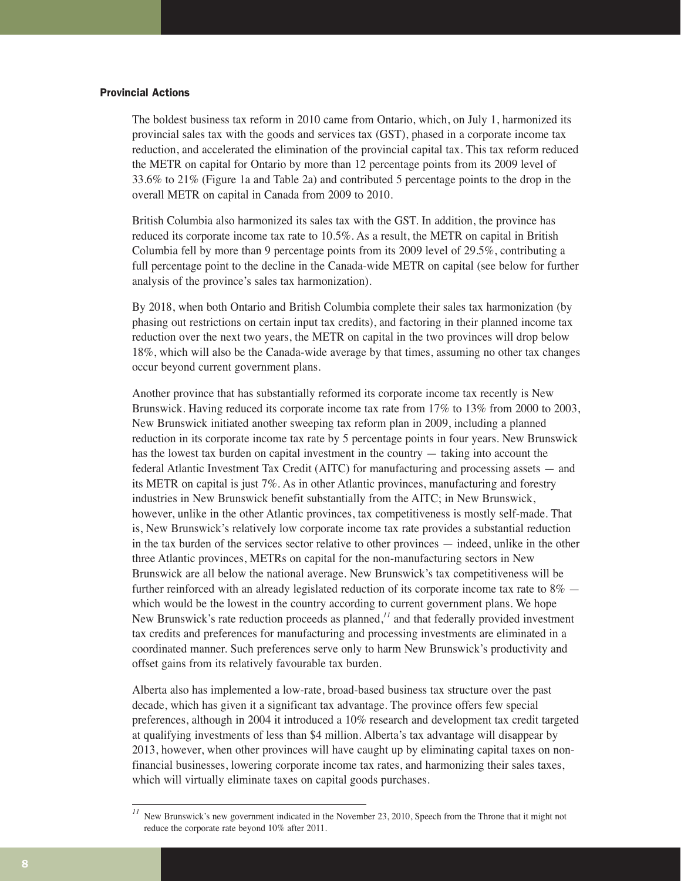### Provincial Actions

The boldest business tax reform in 2010 came from Ontario, which, on July 1, harmonized its provincial sales tax with the goods and services tax (GST), phased in a corporate income tax reduction, and accelerated the elimination of the provincial capital tax. This tax reform reduced the METR on capital for Ontario by more than 12 percentage points from its 2009 level of 33.6% to 21% (Figure 1a and Table 2a) and contributed 5 percentage points to the drop in the overall METR on capital in Canada from 2009 to 2010.

British Columbia also harmonized its sales tax with the GST. In addition, the province has reduced its corporate income tax rate to 10.5%. As a result, the METR on capital in British Columbia fell by more than 9 percentage points from its 2009 level of 29.5%, contributing a full percentage point to the decline in the Canada-wide METR on capital (see below for further analysis of the province's sales tax harmonization).

By 2018, when both Ontario and British Columbia complete their sales tax harmonization (by phasing out restrictions on certain input tax credits), and factoring in their planned income tax reduction over the next two years, the METR on capital in the two provinces will drop below 18%, which will also be the Canada-wide average by that times, assuming no other tax changes occur beyond current government plans.

Another province that has substantially reformed its corporate income tax recently is New Brunswick. Having reduced its corporate income tax rate from 17% to 13% from 2000 to 2003, New Brunswick initiated another sweeping tax reform plan in 2009, including a planned reduction in its corporate income tax rate by 5 percentage points in four years. New Brunswick has the lowest tax burden on capital investment in the country — taking into account the federal Atlantic Investment Tax Credit (AITC) for manufacturing and processing assets — and its METR on capital is just 7%. As in other Atlantic provinces, manufacturing and forestry industries in New Brunswick benefit substantially from the AITC; in New Brunswick, however, unlike in the other Atlantic provinces, tax competitiveness is mostly self-made. That is, New Brunswick's relatively low corporate income tax rate provides a substantial reduction in the tax burden of the services sector relative to other provinces — indeed, unlike in the other three Atlantic provinces, METRs on capital for the non-manufacturing sectors in New Brunswick are all below the national average. New Brunswick's tax competitiveness will be further reinforced with an already legislated reduction of its corporate income tax rate to 8% — which would be the lowest in the country according to current government plans. We hope New Brunswick's rate reduction proceeds as planned,[11] and that federally provided investment tax credits and preferences for manufacturing and processing investments are eliminated in a coordinated manner. Such preferences serve only to harm New Brunswick's productivity and offset gains from its relatively favourable tax burden.

Alberta also has implemented a low-rate, broad-based business tax structure over the past decade, which has given it a significant tax advantage. The province offers few special preferences, although in 2004 it introduced a 10% research and development tax credit targeted at qualifying investments of less than $4 million. Alberta's tax advantage will disappear by 2013, however, when other provinces will have caught up by eliminating capital taxes on non-financial businesses, lowering corporate income tax rates, and harmonizing their sales taxes, which will virtually eliminate taxes on capital goods purchases.

---

[11] New Brunswick's new government indicated in the November 23, 2010, Speech from the Throne that it might not reduce the corporate rate beyond 10% after 2011.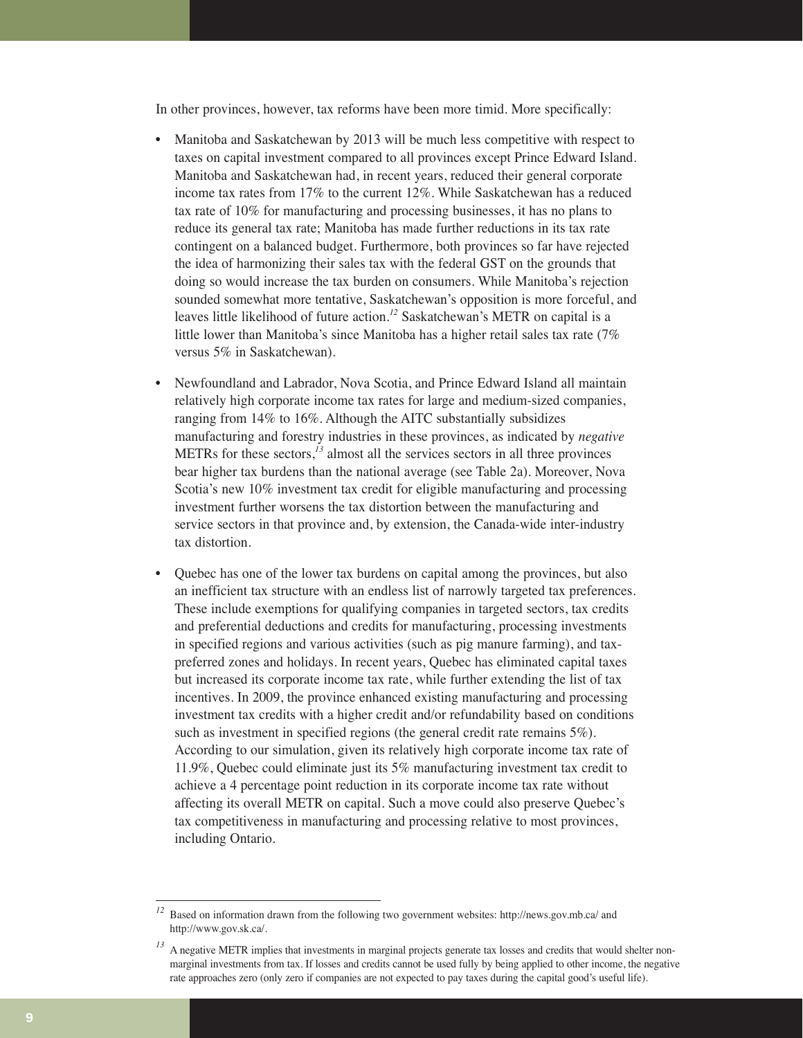In other provinces, however, tax reforms have been more timid. More specifically:

- Manitoba and Saskatchewan by 2013 will be much less competitive with respect to taxes on capital investment compared to all provinces except Prince Edward Island. Manitoba and Saskatchewan had, in recent years, reduced their general corporate income tax rates from 17% to the current 12%. While Saskatchewan has a reduced tax rate of 10% for manufacturing and processing businesses, it has no plans to reduce its general tax rate; Manitoba has made further reductions in its tax rate contingent on a balanced budget. Furthermore, both provinces so far have rejected the idea of harmonizing their sales tax with the federal GST on the grounds that doing so would increase the tax burden on consumers. While Manitoba's rejection sounded somewhat more tentative, Saskatchewan's opposition is more forceful, and leaves little likelihood of future action.[12] Saskatchewan's METR on capital is a little lower than Manitoba's since Manitoba has a higher retail sales tax rate (7% versus 5% in Saskatchewan).

- Newfoundland and Labrador, Nova Scotia, and Prince Edward Island all maintain relatively high corporate income tax rates for large and medium-sized companies, ranging from 14% to 16%. Although the AITC substantially subsidizes manufacturing and forestry industries in these provinces, as indicated by *negative* METRs for these sectors,[13] almost all the services sectors in all three provinces bear higher tax burdens than the national average (see Table 2a). Moreover, Nova Scotia's new 10% investment tax credit for eligible manufacturing and processing investment further worsens the tax distortion between the manufacturing and service sectors in that province and, by extension, the Canada-wide inter-industry tax distortion.

- Quebec has one of the lower tax burdens on capital among the provinces, but also an inefficient tax structure with an endless list of narrowly targeted tax preferences. These include exemptions for qualifying companies in targeted sectors, tax credits and preferential deductions and credits for manufacturing, processing investments in specified regions and various activities (such as pig manure farming), and tax-preferred zones and holidays. In recent years, Quebec has eliminated capital taxes but increased its corporate income tax rate, while further extending the list of tax incentives. In 2009, the province enhanced existing manufacturing and processing investment tax credits with a higher credit and/or refundability based on conditions such as investment in specified regions (the general credit rate remains 5%). According to our simulation, given its relatively high corporate income tax rate of 11.9%, Quebec could eliminate just its 5% manufacturing investment tax credit to achieve a 4 percentage point reduction in its corporate income tax rate without affecting its overall METR on capital. Such a move could also preserve Quebec's tax competitiveness in manufacturing and processing relative to most provinces, including Ontario.

---

[12] Based on information drawn from the following two government websites: http://news.gov.mb.ca/ and http://www.gov.sk.ca/.

[13] A negative METR implies that investments in marginal projects generate tax losses and credits that would shelter non-marginal investments from tax. If losses and credits cannot be used fully by being applied to other income, the negative rate approaches zero (only zero if companies are not expected to pay taxes during the capital good's useful life).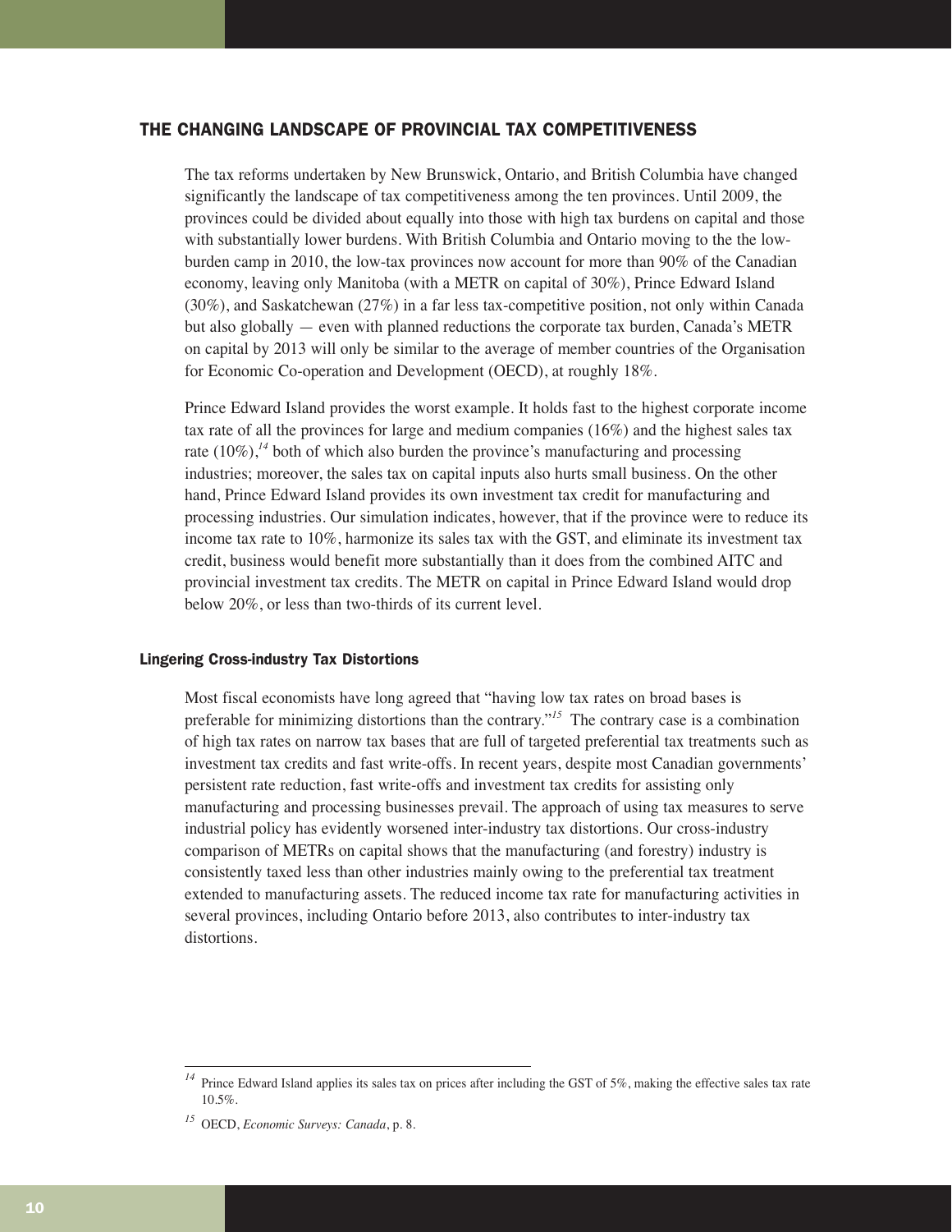## THE CHANGING LANDSCAPE OF PROVINCIAL TAX COMPETITIVENESS

The tax reforms undertaken by New Brunswick, Ontario, and British Columbia have changed significantly the landscape of tax competitiveness among the ten provinces. Until 2009, the provinces could be divided about equally into those with high tax burdens on capital and those with substantially lower burdens. With British Columbia and Ontario moving to the the low-burden camp in 2010, the low-tax provinces now account for more than 90% of the Canadian economy, leaving only Manitoba (with a METR on capital of 30%), Prince Edward Island (30%), and Saskatchewan (27%) in a far less tax-competitive position, not only within Canada but also globally — even with planned reductions the corporate tax burden, Canada's METR on capital by 2013 will only be similar to the average of member countries of the Organisation for Economic Co-operation and Development (OECD), at roughly 18%.

Prince Edward Island provides the worst example. It holds fast to the highest corporate income tax rate of all the provinces for large and medium companies (16%) and the highest sales tax rate (10%),[14] both of which also burden the province's manufacturing and processing industries; moreover, the sales tax on capital inputs also hurts small business. On the other hand, Prince Edward Island provides its own investment tax credit for manufacturing and processing industries. Our simulation indicates, however, that if the province were to reduce its income tax rate to 10%, harmonize its sales tax with the GST, and eliminate its investment tax credit, business would benefit more substantially than it does from the combined AITC and provincial investment tax credits. The METR on capital in Prince Edward Island would drop below 20%, or less than two-thirds of its current level.

### Lingering Cross-industry Tax Distortions

Most fiscal economists have long agreed that "having low tax rates on broad bases is preferable for minimizing distortions than the contrary."[15] The contrary case is a combination of high tax rates on narrow tax bases that are full of targeted preferential tax treatments such as investment tax credits and fast write-offs. In recent years, despite most Canadian governments' persistent rate reduction, fast write-offs and investment tax credits for assisting only manufacturing and processing businesses prevail. The approach of using tax measures to serve industrial policy has evidently worsened inter-industry tax distortions. Our cross-industry comparison of METRs on capital shows that the manufacturing (and forestry) industry is consistently taxed less than other industries mainly owing to the preferential tax treatment extended to manufacturing assets. The reduced income tax rate for manufacturing activities in several provinces, including Ontario before 2013, also contributes to inter-industry tax distortions.

---

[14] Prince Edward Island applies its sales tax on prices after including the GST of 5%, making the effective sales tax rate 10.5%.

[15] OECD, *Economic Surveys: Canada*, p. 8.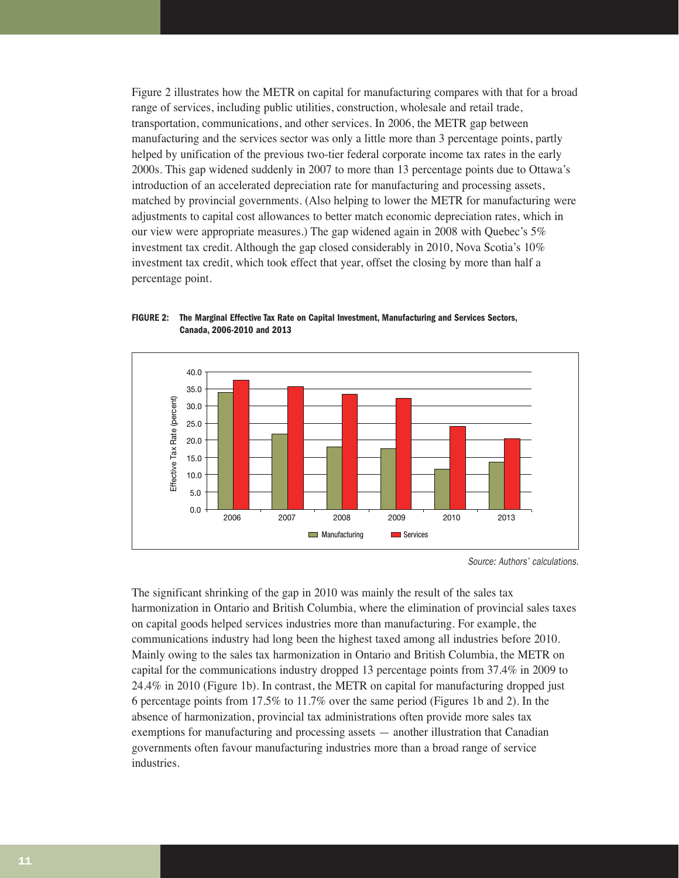Figure 2 illustrates how the METR on capital for manufacturing compares with that for a broad range of services, including public utilities, construction, wholesale and retail trade, transportation, communications, and other services. In 2006, the METR gap between manufacturing and the services sector was only a little more than 3 percentage points, partly helped by unification of the previous two-tier federal corporate income tax rates in the early 2000s. This gap widened suddenly in 2007 to more than 13 percentage points due to Ottawa's introduction of an accelerated depreciation rate for manufacturing and processing assets, matched by provincial governments. (Also helping to lower the METR for manufacturing were adjustments to capital cost allowances to better match economic depreciation rates, which in our view were appropriate measures.) The gap widened again in 2008 with Quebec's 5% investment tax credit. Although the gap closed considerably in 2010, Nova Scotia's 10% investment tax credit, which took effect that year, offset the closing by more than half a percentage point.

**FIGURE 2: The Marginal Effective Tax Rate on Capital Investment, Manufacturing and Services Sectors, Canada, 2006-2010 and 2013**

*Source: Authors' calculations.*

The significant shrinking of the gap in 2010 was mainly the result of the sales tax harmonization in Ontario and British Columbia, where the elimination of provincial sales taxes on capital goods helped services industries more than manufacturing. For example, the communications industry had long been the highest taxed among all industries before 2010. Mainly owing to the sales tax harmonization in Ontario and British Columbia, the METR on capital for the communications industry dropped 13 percentage points from 37.4% in 2009 to 24.4% in 2010 (Figure 1b). In contrast, the METR on capital for manufacturing dropped just 6 percentage points from 17.5% to 11.7% over the same period (Figures 1b and 2). In the absence of harmonization, provincial tax administrations often provide more sales tax exemptions for manufacturing and processing assets — another illustration that Canadian governments often favour manufacturing industries more than a broad range of service industries.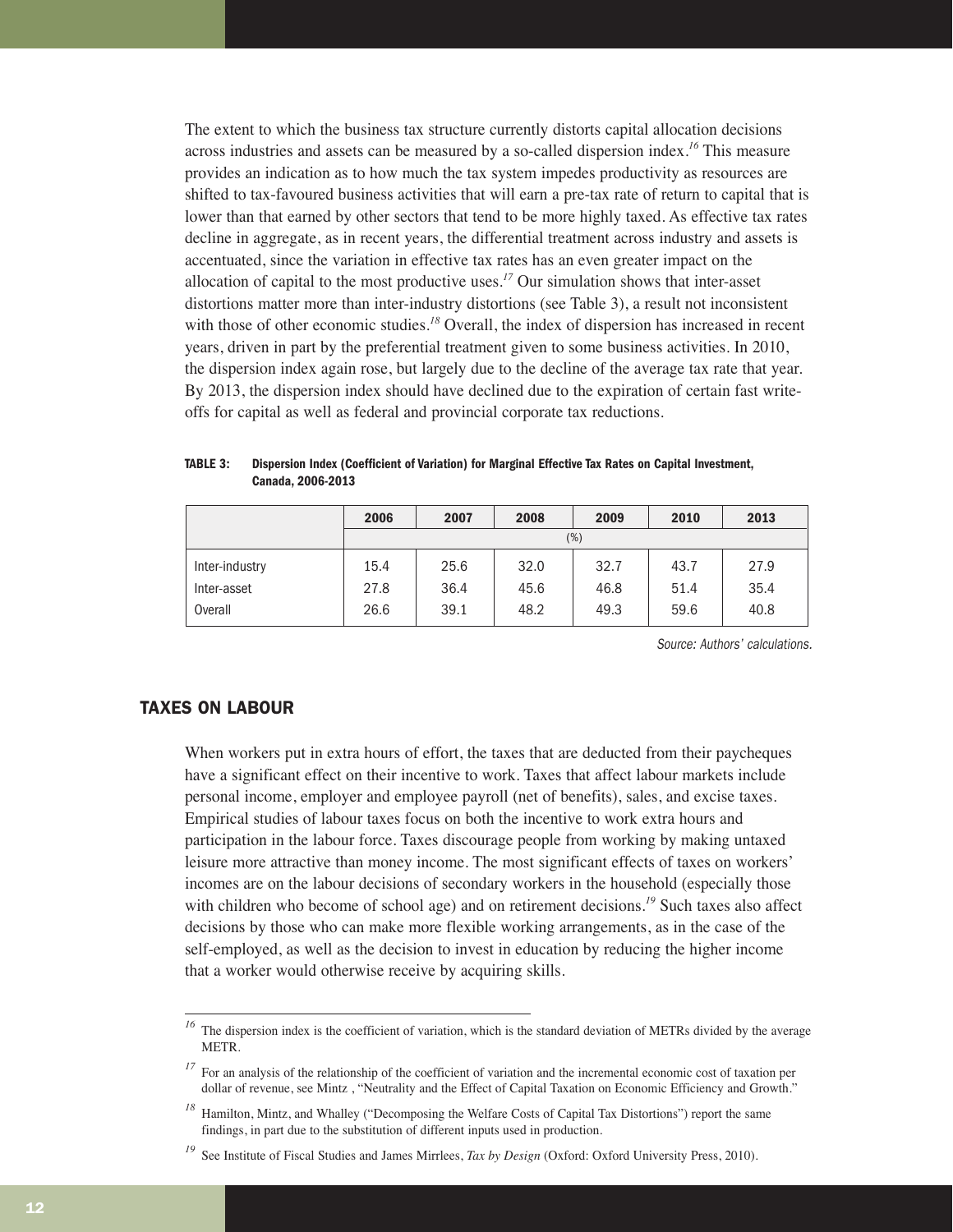The extent to which the business tax structure currently distorts capital allocation decisions across industries and assets can be measured by a so-called dispersion index.[16] This measure provides an indication as to how much the tax system impedes productivity as resources are shifted to tax-favoured business activities that will earn a pre-tax rate of return to capital that is lower than that earned by other sectors that tend to be more highly taxed. As effective tax rates decline in aggregate, as in recent years, the differential treatment across industry and assets is accentuated, since the variation in effective tax rates has an even greater impact on the allocation of capital to the most productive uses.[17] Our simulation shows that inter-asset distortions matter more than inter-industry distortions (see Table 3), a result not inconsistent with those of other economic studies.[18] Overall, the index of dispersion has increased in recent years, driven in part by the preferential treatment given to some business activities. In 2010, the dispersion index again rose, but largely due to the decline of the average tax rate that year. By 2013, the dispersion index should have declined due to the expiration of certain fast write-offs for capital as well as federal and provincial corporate tax reductions.

**TABLE 3: Dispersion Index (Coefficient of Variation) for Marginal Effective Tax Rates on Capital Investment, Canada, 2006-2013**

| | 2006 | 2007 | 2008 | 2009 | 2010 | 2013 |
|---|---|---|---|---|---|---|
| | (%) | | | | | |
| Inter-industry | 15.4 | 25.6 | 32.0 | 32.7 | 43.7 | 27.9 |
| Inter-asset | 27.8 | 36.4 | 45.6 | 46.8 | 51.4 | 35.4 |
| Overall | 26.6 | 39.1 | 48.2 | 49.3 | 59.6 | 40.8 |

*Source: Authors' calculations.*

## TAXES ON LABOUR

When workers put in extra hours of effort, the taxes that are deducted from their paycheques have a significant effect on their incentive to work. Taxes that affect labour markets include personal income, employer and employee payroll (net of benefits), sales, and excise taxes. Empirical studies of labour taxes focus on both the incentive to work extra hours and participation in the labour force. Taxes discourage people from working by making untaxed leisure more attractive than money income. The most significant effects of taxes on workers' incomes are on the labour decisions of secondary workers in the household (especially those with children who become of school age) and on retirement decisions.[19] Such taxes also affect decisions by those who can make more flexible working arrangements, as in the case of the self-employed, as well as the decision to invest in education by reducing the higher income that a worker would otherwise receive by acquiring skills.

---

[16] The dispersion index is the coefficient of variation, which is the standard deviation of METRs divided by the average METR.

[17] For an analysis of the relationship of the coefficient of variation and the incremental economic cost of taxation per dollar of revenue, see Mintz , "Neutrality and the Effect of Capital Taxation on Economic Efficiency and Growth."

[18] Hamilton, Mintz, and Whalley ("Decomposing the Welfare Costs of Capital Tax Distortions") report the same findings, in part due to the substitution of different inputs used in production.

[19] See Institute of Fiscal Studies and James Mirrlees, *Tax by Design* (Oxford: Oxford University Press, 2010).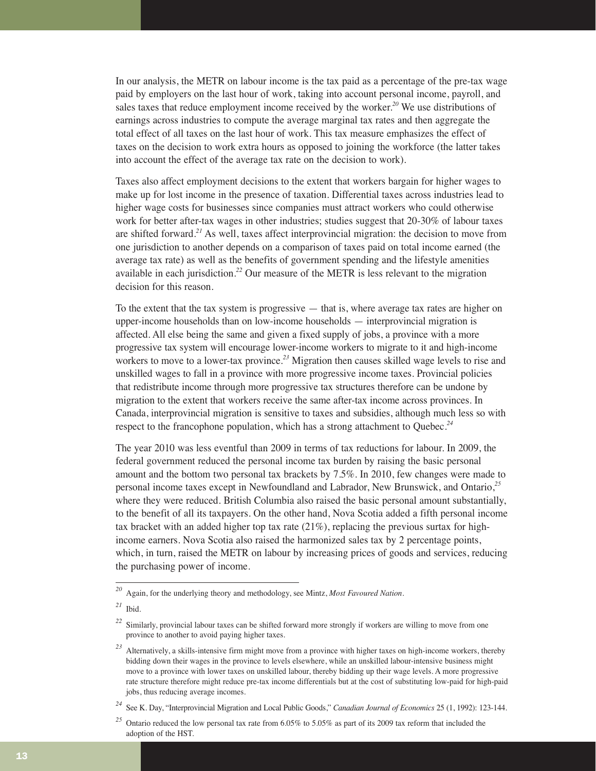In our analysis, the METR on labour income is the tax paid as a percentage of the pre-tax wage paid by employers on the last hour of work, taking into account personal income, payroll, and sales taxes that reduce employment income received by the worker.[20] We use distributions of earnings across industries to compute the average marginal tax rates and then aggregate the total effect of all taxes on the last hour of work. This tax measure emphasizes the effect of taxes on the decision to work extra hours as opposed to joining the workforce (the latter takes into account the effect of the average tax rate on the decision to work).

Taxes also affect employment decisions to the extent that workers bargain for higher wages to make up for lost income in the presence of taxation. Differential taxes across industries lead to higher wage costs for businesses since companies must attract workers who could otherwise work for better after-tax wages in other industries; studies suggest that 20-30% of labour taxes are shifted forward.[21] As well, taxes affect interprovincial migration: the decision to move from one jurisdiction to another depends on a comparison of taxes paid on total income earned (the average tax rate) as well as the benefits of government spending and the lifestyle amenities available in each jurisdiction.[22] Our measure of the METR is less relevant to the migration decision for this reason.

To the extent that the tax system is progressive — that is, where average tax rates are higher on upper-income households than on low-income households — interprovincial migration is affected. All else being the same and given a fixed supply of jobs, a province with a more progressive tax system will encourage lower-income workers to migrate to it and high-income workers to move to a lower-tax province.[23] Migration then causes skilled wage levels to rise and unskilled wages to fall in a province with more progressive income taxes. Provincial policies that redistribute income through more progressive tax structures therefore can be undone by migration to the extent that workers receive the same after-tax income across provinces. In Canada, interprovincial migration is sensitive to taxes and subsidies, although much less so with respect to the francophone population, which has a strong attachment to Quebec.[24]

The year 2010 was less eventful than 2009 in terms of tax reductions for labour. In 2009, the federal government reduced the personal income tax burden by raising the basic personal amount and the bottom two personal tax brackets by 7.5%. In 2010, few changes were made to personal income taxes except in Newfoundland and Labrador, New Brunswick, and Ontario,[25] where they were reduced. British Columbia also raised the basic personal amount substantially, to the benefit of all its taxpayers. On the other hand, Nova Scotia added a fifth personal income tax bracket with an added higher top tax rate (21%), replacing the previous surtax for high-income earners. Nova Scotia also raised the harmonized sales tax by 2 percentage points, which, in turn, raised the METR on labour by increasing prices of goods and services, reducing the purchasing power of income.

---

[20] Again, for the underlying theory and methodology, see Mintz, *Most Favoured Nation*.

[21] Ibid.

[22] Similarly, provincial labour taxes can be shifted forward more strongly if workers are willing to move from one province to another to avoid paying higher taxes.

[23] Alternatively, a skills-intensive firm might move from a province with higher taxes on high-income workers, thereby bidding down their wages in the province to levels elsewhere, while an unskilled labour-intensive business might move to a province with lower taxes on unskilled labour, thereby bidding up their wage levels. A more progressive rate structure therefore might reduce pre-tax income differentials but at the cost of substituting low-paid for high-paid jobs, thus reducing average incomes.

[24] See K. Day, "Interprovincial Migration and Local Public Goods," *Canadian Journal of Economics* 25 (1, 1992): 123-144.

[25] Ontario reduced the low personal tax rate from 6.05% to 5.05% as part of its 2009 tax reform that included the adoption of the HST.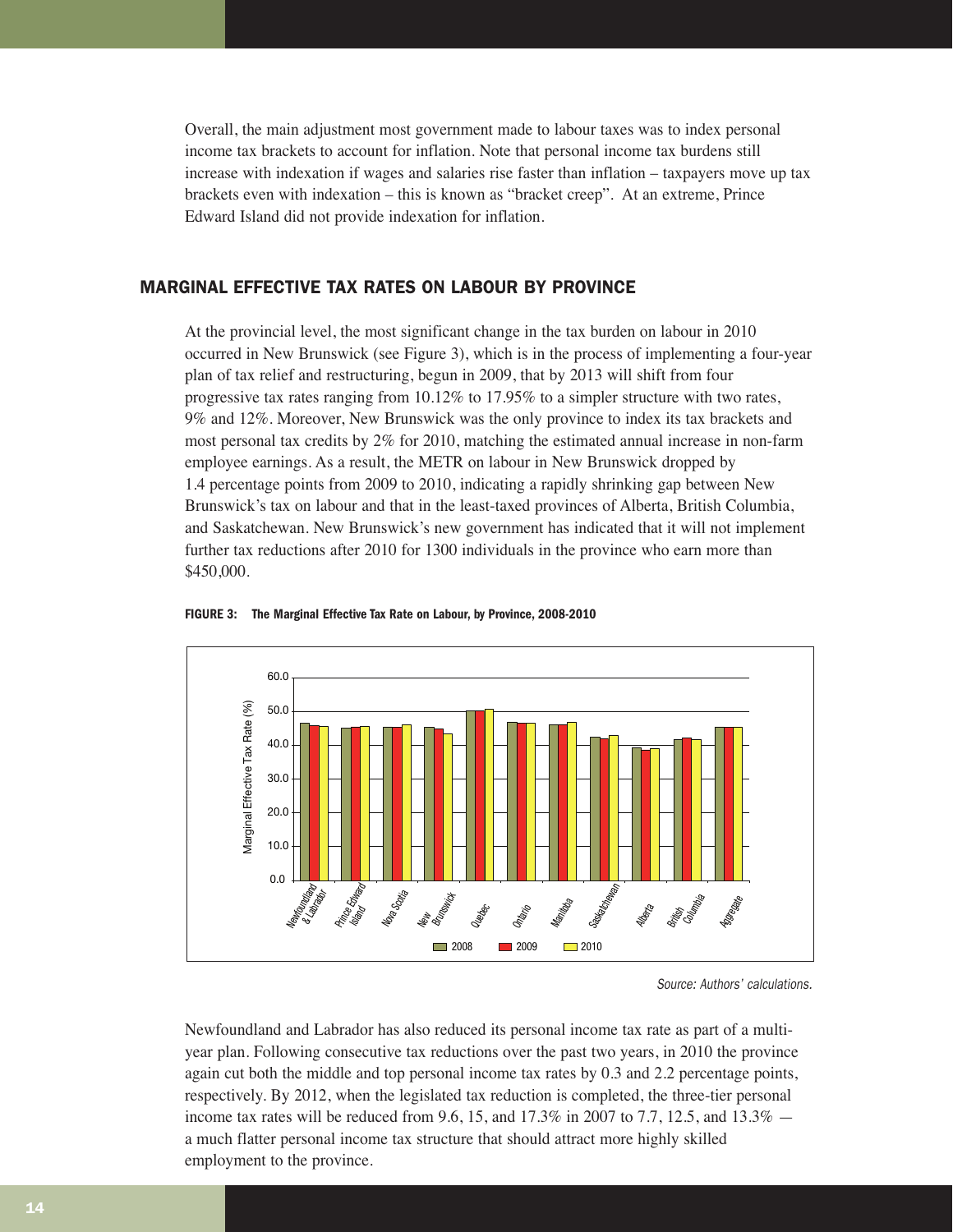Overall, the main adjustment most government made to labour taxes was to index personal income tax brackets to account for inflation. Note that personal income tax burdens still increase with indexation if wages and salaries rise faster than inflation – taxpayers move up tax brackets even with indexation – this is known as "bracket creep". At an extreme, Prince Edward Island did not provide indexation for inflation.

## MARGINAL EFFECTIVE TAX RATES ON LABOUR BY PROVINCE

At the provincial level, the most significant change in the tax burden on labour in 2010 occurred in New Brunswick (see Figure 3), which is in the process of implementing a four-year plan of tax relief and restructuring, begun in 2009, that by 2013 will shift from four progressive tax rates ranging from 10.12% to 17.95% to a simpler structure with two rates, 9% and 12%. Moreover, New Brunswick was the only province to index its tax brackets and most personal tax credits by 2% for 2010, matching the estimated annual increase in non-farm employee earnings. As a result, the METR on labour in New Brunswick dropped by 1.4 percentage points from 2009 to 2010, indicating a rapidly shrinking gap between New Brunswick's tax on labour and that in the least-taxed provinces of Alberta, British Columbia, and Saskatchewan. New Brunswick's new government has indicated that it will not implement further tax reductions after 2010 for 1300 individuals in the province who earn more than $450,000.

**FIGURE 3: The Marginal Effective Tax Rate on Labour, by Province, 2008-2010**

*Source: Authors' calculations.*

Newfoundland and Labrador has also reduced its personal income tax rate as part of a multi-year plan. Following consecutive tax reductions over the past two years, in 2010 the province again cut both the middle and top personal income tax rates by 0.3 and 2.2 percentage points, respectively. By 2012, when the legislated tax reduction is completed, the three-tier personal income tax rates will be reduced from 9.6, 15, and 17.3% in 2007 to 7.7, 12.5, and 13.3% — a much flatter personal income tax structure that should attract more highly skilled employment to the province.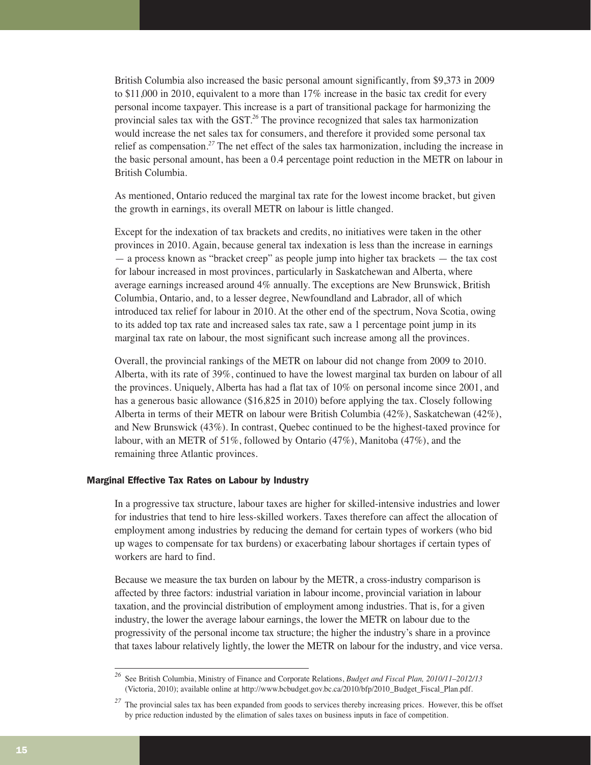British Columbia also increased the basic personal amount significantly, from $9,373 in 2009 to $11,000 in 2010, equivalent to a more than 17% increase in the basic tax credit for every personal income taxpayer. This increase is a part of transitional package for harmonizing the provincial sales tax with the GST.[26] The province recognized that sales tax harmonization would increase the net sales tax for consumers, and therefore it provided some personal tax relief as compensation.[27] The net effect of the sales tax harmonization, including the increase in the basic personal amount, has been a 0.4 percentage point reduction in the METR on labour in British Columbia.

As mentioned, Ontario reduced the marginal tax rate for the lowest income bracket, but given the growth in earnings, its overall METR on labour is little changed.

Except for the indexation of tax brackets and credits, no initiatives were taken in the other provinces in 2010. Again, because general tax indexation is less than the increase in earnings — a process known as "bracket creep" as people jump into higher tax brackets — the tax cost for labour increased in most provinces, particularly in Saskatchewan and Alberta, where average earnings increased around 4% annually. The exceptions are New Brunswick, British Columbia, Ontario, and, to a lesser degree, Newfoundland and Labrador, all of which introduced tax relief for labour in 2010. At the other end of the spectrum, Nova Scotia, owing to its added top tax rate and increased sales tax rate, saw a 1 percentage point jump in its marginal tax rate on labour, the most significant such increase among all the provinces.

Overall, the provincial rankings of the METR on labour did not change from 2009 to 2010. Alberta, with its rate of 39%, continued to have the lowest marginal tax burden on labour of all the provinces. Uniquely, Alberta has had a flat tax of 10% on personal income since 2001, and has a generous basic allowance ($16,825 in 2010) before applying the tax. Closely following Alberta in terms of their METR on labour were British Columbia (42%), Saskatchewan (42%), and New Brunswick (43%). In contrast, Quebec continued to be the highest-taxed province for labour, with an METR of 51%, followed by Ontario (47%), Manitoba (47%), and the remaining three Atlantic provinces.

#### Marginal Effective Tax Rates on Labour by Industry

In a progressive tax structure, labour taxes are higher for skilled-intensive industries and lower for industries that tend to hire less-skilled workers. Taxes therefore can affect the allocation of employment among industries by reducing the demand for certain types of workers (who bid up wages to compensate for tax burdens) or exacerbating labour shortages if certain types of workers are hard to find.

Because we measure the tax burden on labour by the METR, a cross-industry comparison is affected by three factors: industrial variation in labour income, provincial variation in labour taxation, and the provincial distribution of employment among industries. That is, for a given industry, the lower the average labour earnings, the lower the METR on labour due to the progressivity of the personal income tax structure; the higher the industry's share in a province that taxes labour relatively lightly, the lower the METR on labour for the industry, and vice versa.

---

[26] See British Columbia, Ministry of Finance and Corporate Relations, *Budget and Fiscal Plan, 2010/11–2012/13* (Victoria, 2010); available online at http://www.bcbudget.gov.bc.ca/2010/bfp/2010_Budget_Fiscal_Plan.pdf.

[27] The provincial sales tax has been expanded from goods to services thereby increasing prices. However, this be offset by price reduction industed by the elimation of sales taxes on business inputs in face of competition.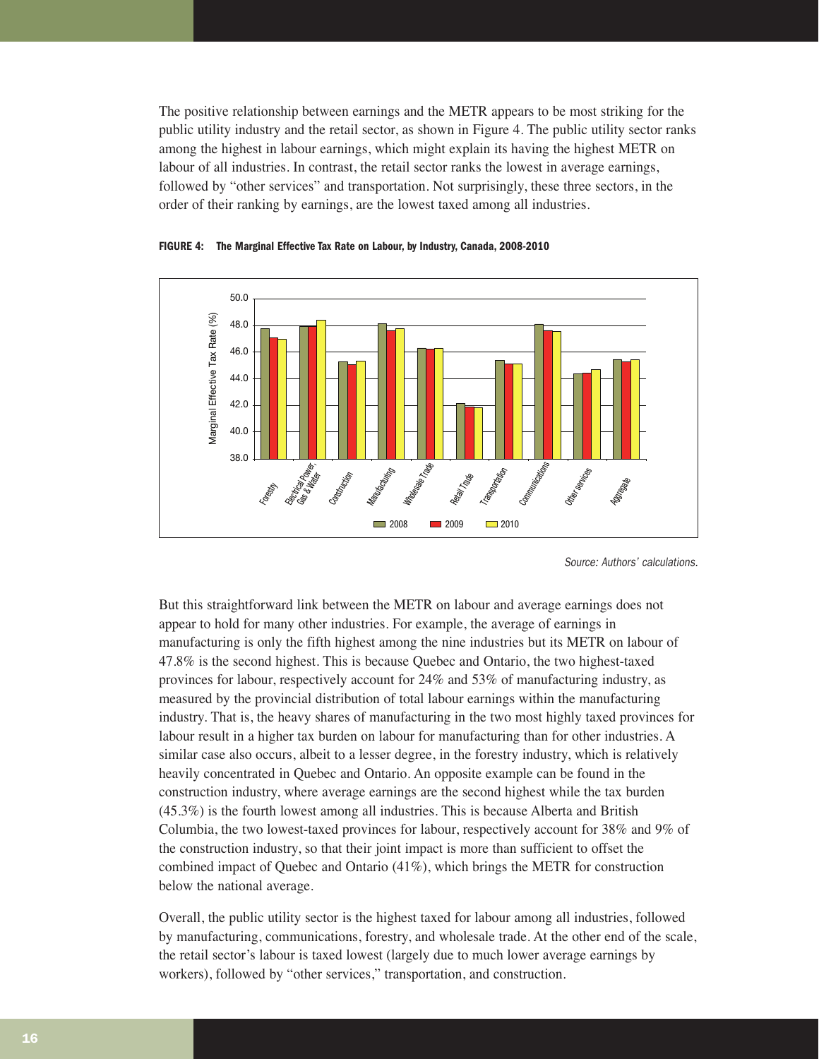The positive relationship between earnings and the METR appears to be most striking for the public utility industry and the retail sector, as shown in Figure 4. The public utility sector ranks among the highest in labour earnings, which might explain its having the highest METR on labour of all industries. In contrast, the retail sector ranks the lowest in average earnings, followed by "other services" and transportation. Not surprisingly, these three sectors, in the order of their ranking by earnings, are the lowest taxed among all industries.

**FIGURE 4: The Marginal Effective Tax Rate on Labour, by Industry, Canada, 2008-2010**

*Source: Authors' calculations.*

But this straightforward link between the METR on labour and average earnings does not appear to hold for many other industries. For example, the average of earnings in manufacturing is only the fifth highest among the nine industries but its METR on labour of 47.8% is the second highest. This is because Quebec and Ontario, the two highest-taxed provinces for labour, respectively account for 24% and 53% of manufacturing industry, as measured by the provincial distribution of total labour earnings within the manufacturing industry. That is, the heavy shares of manufacturing in the two most highly taxed provinces for labour result in a higher tax burden on labour for manufacturing than for other industries. A similar case also occurs, albeit to a lesser degree, in the forestry industry, which is relatively heavily concentrated in Quebec and Ontario. An opposite example can be found in the construction industry, where average earnings are the second highest while the tax burden (45.3%) is the fourth lowest among all industries. This is because Alberta and British Columbia, the two lowest-taxed provinces for labour, respectively account for 38% and 9% of the construction industry, so that their joint impact is more than sufficient to offset the combined impact of Quebec and Ontario (41%), which brings the METR for construction below the national average.

Overall, the public utility sector is the highest taxed for labour among all industries, followed by manufacturing, communications, forestry, and wholesale trade. At the other end of the scale, the retail sector's labour is taxed lowest (largely due to much lower average earnings by workers), followed by "other services," transportation, and construction.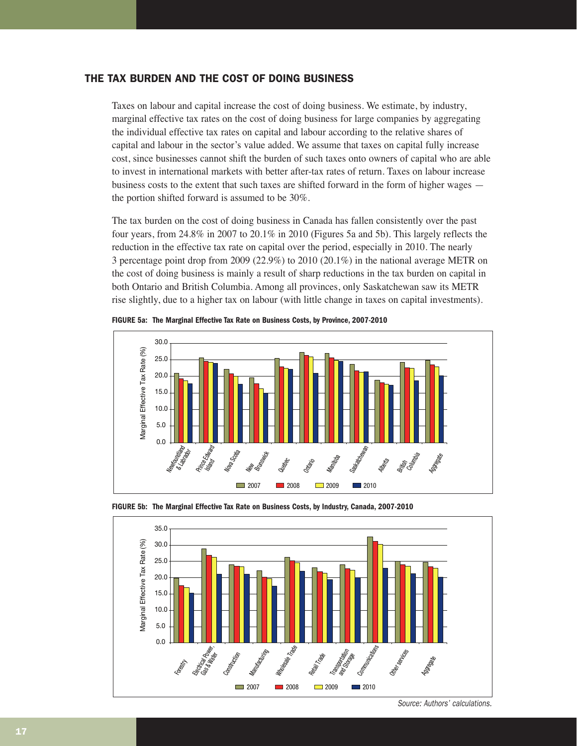## THE TAX BURDEN AND THE COST OF DOING BUSINESS

Taxes on labour and capital increase the cost of doing business. We estimate, by industry, marginal effective tax rates on the cost of doing business for large companies by aggregating the individual effective tax rates on capital and labour according to the relative shares of capital and labour in the sector's value added. We assume that taxes on capital fully increase cost, since businesses cannot shift the burden of such taxes onto owners of capital who are able to invest in international markets with better after-tax rates of return. Taxes on labour increase business costs to the extent that such taxes are shifted forward in the form of higher wages — the portion shifted forward is assumed to be 30%.

The tax burden on the cost of doing business in Canada has fallen consistently over the past four years, from 24.8% in 2007 to 20.1% in 2010 (Figures 5a and 5b). This largely reflects the reduction in the effective tax rate on capital over the period, especially in 2010. The nearly 3 percentage point drop from 2009 (22.9%) to 2010 (20.1%) in the national average METR on the cost of doing business is mainly a result of sharp reductions in the tax burden on capital in both Ontario and British Columbia. Among all provinces, only Saskatchewan saw its METR rise slightly, due to a higher tax on labour (with little change in taxes on capital investments).

**FIGURE 5a: The Marginal Effective Tax Rate on Business Costs, by Province, 2007-2010**

**FIGURE 5b: The Marginal Effective Tax Rate on Business Costs, by Industry, Canada, 2007-2010**

*Source: Authors' calculations.*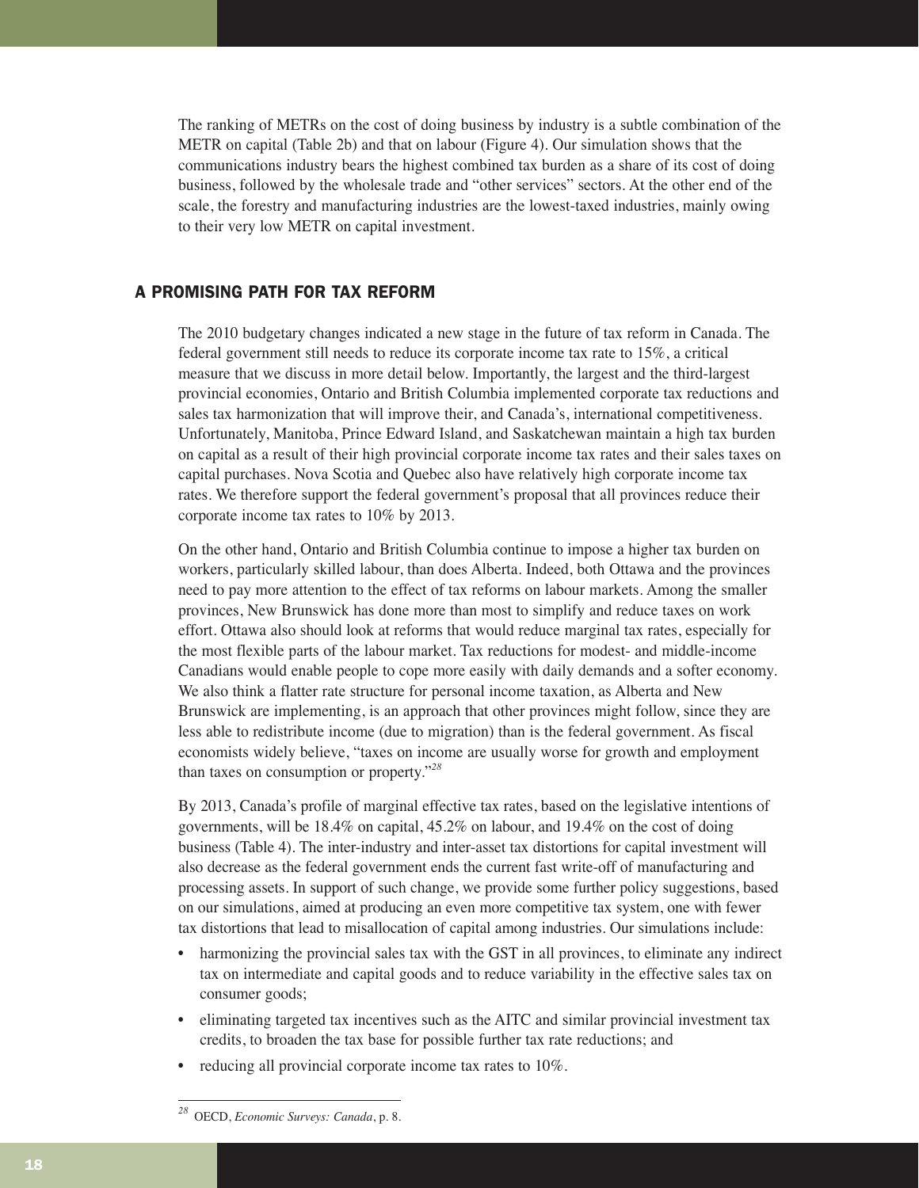The ranking of METRs on the cost of doing business by industry is a subtle combination of the METR on capital (Table 2b) and that on labour (Figure 4). Our simulation shows that the communications industry bears the highest combined tax burden as a share of its cost of doing business, followed by the wholesale trade and "other services" sectors. At the other end of the scale, the forestry and manufacturing industries are the lowest-taxed industries, mainly owing to their very low METR on capital investment.

## A PROMISING PATH FOR TAX REFORM

The 2010 budgetary changes indicated a new stage in the future of tax reform in Canada. The federal government still needs to reduce its corporate income tax rate to 15%, a critical measure that we discuss in more detail below. Importantly, the largest and the third-largest provincial economies, Ontario and British Columbia implemented corporate tax reductions and sales tax harmonization that will improve their, and Canada's, international competitiveness. Unfortunately, Manitoba, Prince Edward Island, and Saskatchewan maintain a high tax burden on capital as a result of their high provincial corporate income tax rates and their sales taxes on capital purchases. Nova Scotia and Quebec also have relatively high corporate income tax rates. We therefore support the federal government's proposal that all provinces reduce their corporate income tax rates to 10% by 2013.

On the other hand, Ontario and British Columbia continue to impose a higher tax burden on workers, particularly skilled labour, than does Alberta. Indeed, both Ottawa and the provinces need to pay more attention to the effect of tax reforms on labour markets. Among the smaller provinces, New Brunswick has done more than most to simplify and reduce taxes on work effort. Ottawa also should look at reforms that would reduce marginal tax rates, especially for the most flexible parts of the labour market. Tax reductions for modest- and middle-income Canadians would enable people to cope more easily with daily demands and a softer economy. We also think a flatter rate structure for personal income taxation, as Alberta and New Brunswick are implementing, is an approach that other provinces might follow, since they are less able to redistribute income (due to migration) than is the federal government. As fiscal economists widely believe, "taxes on income are usually worse for growth and employment than taxes on consumption or property."[28]

By 2013, Canada's profile of marginal effective tax rates, based on the legislative intentions of governments, will be 18.4% on capital, 45.2% on labour, and 19.4% on the cost of doing business (Table 4). The inter-industry and inter-asset tax distortions for capital investment will also decrease as the federal government ends the current fast write-off of manufacturing and processing assets. In support of such change, we provide some further policy suggestions, based on our simulations, aimed at producing an even more competitive tax system, one with fewer tax distortions that lead to misallocation of capital among industries. Our simulations include:

- harmonizing the provincial sales tax with the GST in all provinces, to eliminate any indirect tax on intermediate and capital goods and to reduce variability in the effective sales tax on consumer goods;
- eliminating targeted tax incentives such as the AITC and similar provincial investment tax credits, to broaden the tax base for possible further tax rate reductions; and
- reducing all provincial corporate income tax rates to 10%.

---

[28] OECD, *Economic Surveys: Canada*, p. 8.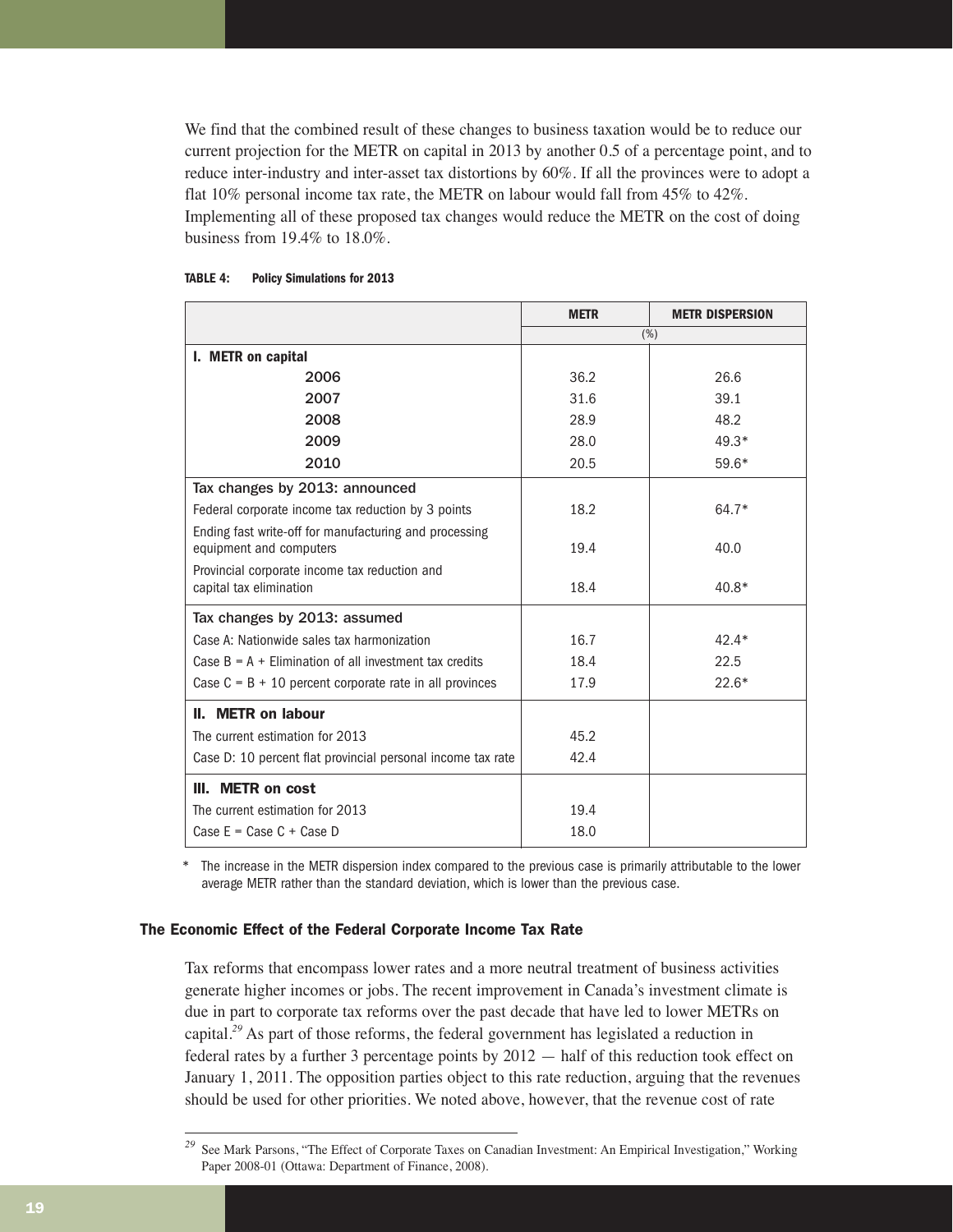We find that the combined result of these changes to business taxation would be to reduce our current projection for the METR on capital in 2013 by another 0.5 of a percentage point, and to reduce inter-industry and inter-asset tax distortions by 60%. If all the provinces were to adopt a flat 10% personal income tax rate, the METR on labour would fall from 45% to 42%. Implementing all of these proposed tax changes would reduce the METR on the cost of doing business from 19.4% to 18.0%.

**TABLE 4: Policy Simulations for 2013**

| | METR | METR DISPERSION |
|---|---|---|
| | (%) | |
| **I. METR on capital** | | |
| 2006 | 36.2 | 26.6 |
| 2007 | 31.6 | 39.1 |
| 2008 | 28.9 | 48.2 |
| 2009 | 28.0 | 49.3* |
| 2010 | 20.5 | 59.6* |
| Tax changes by 2013: announced | | |
| Federal corporate income tax reduction by 3 points | 18.2 | 64.7* |
| Ending fast write-off for manufacturing and processing equipment and computers | 19.4 | 40.0 |
| Provincial corporate income tax reduction and capital tax elimination | 18.4 | 40.8* |
| Tax changes by 2013: assumed | | |
| Case A: Nationwide sales tax harmonization | 16.7 | 42.4* |
| Case B = A + Elimination of all investment tax credits | 18.4 | 22.5 |
| Case C = B + 10 percent corporate rate in all provinces | 17.9 | 22.6* |
| **II. METR on labour** | | |
| The current estimation for 2013 | 45.2 | |
| Case D: 10 percent flat provincial personal income tax rate | 42.4 | |
| **III. METR on cost** | | |
| The current estimation for 2013 | 19.4 | |
| Case E = Case C + Case D | 18.0 | |

\* The increase in the METR dispersion index compared to the previous case is primarily attributable to the lower average METR rather than the standard deviation, which is lower than the previous case.

### The Economic Effect of the Federal Corporate Income Tax Rate

Tax reforms that encompass lower rates and a more neutral treatment of business activities generate higher incomes or jobs. The recent improvement in Canada's investment climate is due in part to corporate tax reforms over the past decade that have led to lower METRs on capital.[29] As part of those reforms, the federal government has legislated a reduction in federal rates by a further 3 percentage points by 2012 — half of this reduction took effect on January 1, 2011. The opposition parties object to this rate reduction, arguing that the revenues should be used for other priorities. We noted above, however, that the revenue cost of rate

[29] See Mark Parsons, "The Effect of Corporate Taxes on Canadian Investment: An Empirical Investigation," Working Paper 2008-01 (Ottawa: Department of Finance, 2008).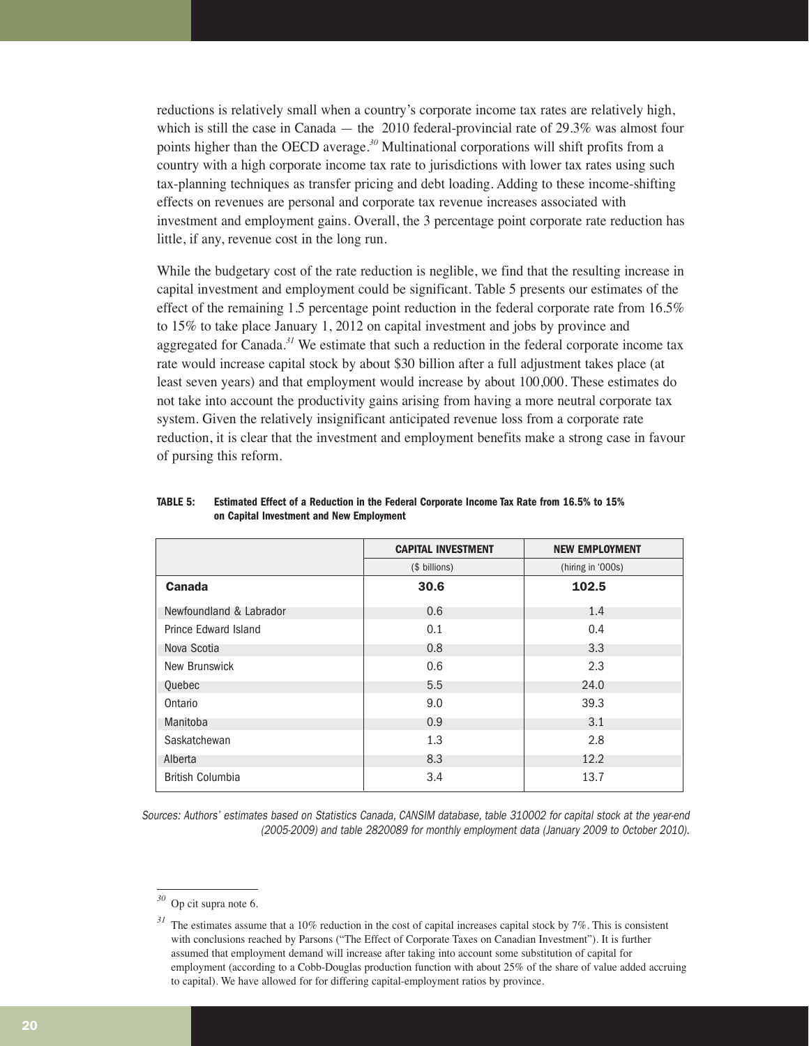reductions is relatively small when a country's corporate income tax rates are relatively high, which is still the case in Canada — the 2010 federal-provincial rate of 29.3% was almost four points higher than the OECD average.[30] Multinational corporations will shift profits from a country with a high corporate income tax rate to jurisdictions with lower tax rates using such tax-planning techniques as transfer pricing and debt loading. Adding to these income-shifting effects on revenues are personal and corporate tax revenue increases associated with investment and employment gains. Overall, the 3 percentage point corporate rate reduction has little, if any, revenue cost in the long run.

While the budgetary cost of the rate reduction is neglible, we find that the resulting increase in capital investment and employment could be significant. Table 5 presents our estimates of the effect of the remaining 1.5 percentage point reduction in the federal corporate rate from 16.5% to 15% to take place January 1, 2012 on capital investment and jobs by province and aggregated for Canada.[31] We estimate that such a reduction in the federal corporate income tax rate would increase capital stock by about $30 billion after a full adjustment takes place (at least seven years) and that employment would increase by about 100,000. These estimates do not take into account the productivity gains arising from having a more neutral corporate tax system. Given the relatively insignificant anticipated revenue loss from a corporate rate reduction, it is clear that the investment and employment benefits make a strong case in favour of pursing this reform.

**TABLE 5: Estimated Effect of a Reduction in the Federal Corporate Income Tax Rate from 16.5% to 15% on Capital Investment and New Employment**

| | CAPITAL INVESTMENT | NEW EMPLOYMENT |
|---|---|---|
| | ($ billions) | (hiring in '000s) |
| **Canada** | **30.6** | **102.5** |
| Newfoundland & Labrador | 0.6 | 1.4 |
| Prince Edward Island | 0.1 | 0.4 |
| Nova Scotia | 0.8 | 3.3 |
| New Brunswick | 0.6 | 2.3 |
| Quebec | 5.5 | 24.0 |
| Ontario | 9.0 | 39.3 |
| Manitoba | 0.9 | 3.1 |
| Saskatchewan | 1.3 | 2.8 |
| Alberta | 8.3 | 12.2 |
| British Columbia | 3.4 | 13.7 |

*Sources: Authors' estimates based on Statistics Canada, CANSIM database, table 310002 for capital stock at the year-end (2005-2009) and table 2820089 for monthly employment data (January 2009 to October 2010).*

---

[30] Op cit supra note 6.

[31] The estimates assume that a 10% reduction in the cost of capital increases capital stock by 7%. This is consistent with conclusions reached by Parsons ("The Effect of Corporate Taxes on Canadian Investment"). It is further assumed that employment demand will increase after taking into account some substitution of capital for employment (according to a Cobb-Douglas production function with about 25% of the share of value added accruing to capital). We have allowed for for differing capital-employment ratios by province.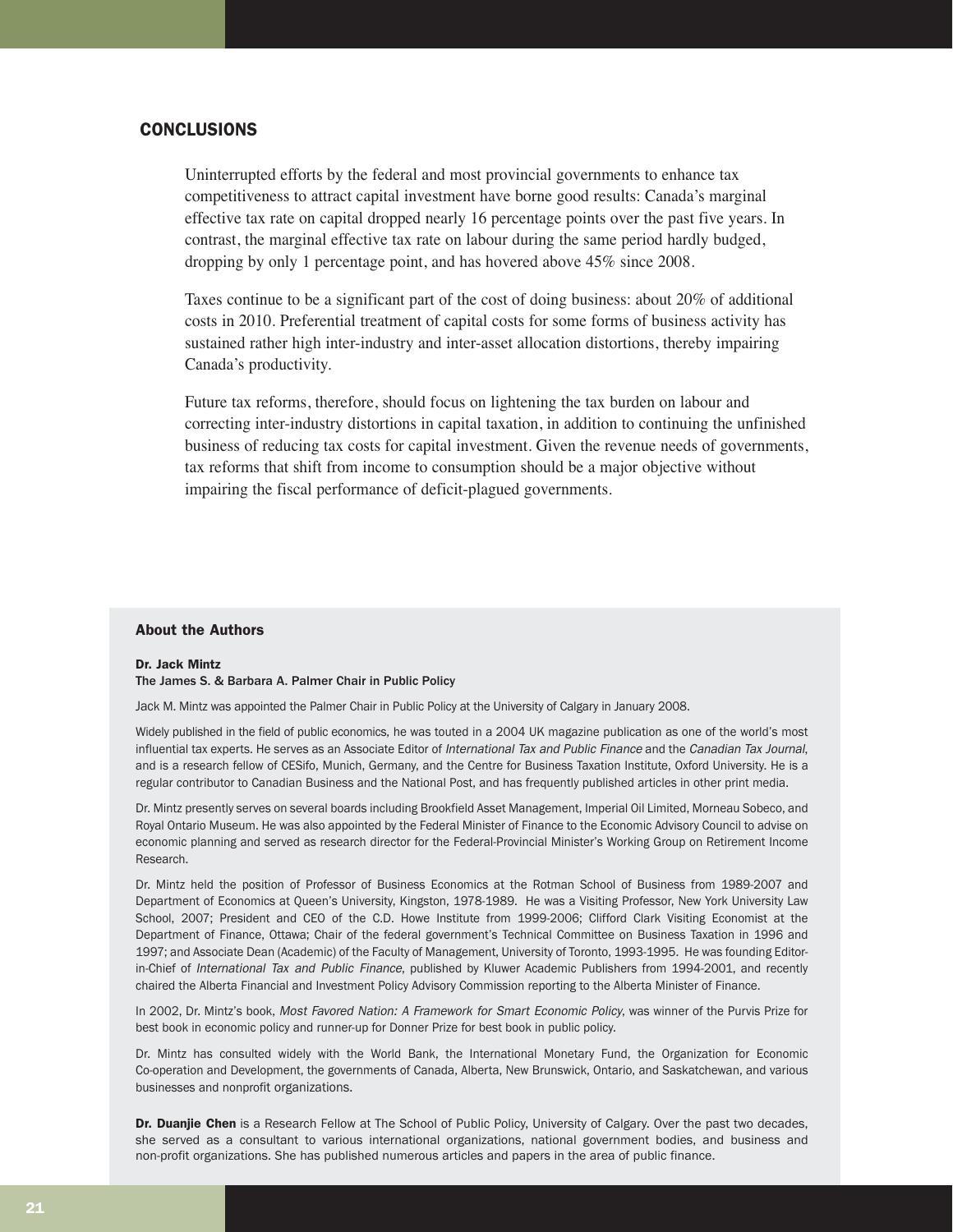## CONCLUSIONS

Uninterrupted efforts by the federal and most provincial governments to enhance tax competitiveness to attract capital investment have borne good results: Canada's marginal effective tax rate on capital dropped nearly 16 percentage points over the past five years. In contrast, the marginal effective tax rate on labour during the same period hardly budged, dropping by only 1 percentage point, and has hovered above 45% since 2008.

Taxes continue to be a significant part of the cost of doing business: about 20% of additional costs in 2010. Preferential treatment of capital costs for some forms of business activity has sustained rather high inter-industry and inter-asset allocation distortions, thereby impairing Canada's productivity.

Future tax reforms, therefore, should focus on lightening the tax burden on labour and correcting inter-industry distortions in capital taxation, in addition to continuing the unfinished business of reducing tax costs for capital investment. Given the revenue needs of governments, tax reforms that shift from income to consumption should be a major objective without impairing the fiscal performance of deficit-plagued governments.

### About the Authors

**Dr. Jack Mintz**
**The James S. & Barbara A. Palmer Chair in Public Policy**

Jack M. Mintz was appointed the Palmer Chair in Public Policy at the University of Calgary in January 2008.

Widely published in the field of public economics, he was touted in a 2004 UK magazine publication as one of the world's most influential tax experts. He serves as an Associate Editor of *International Tax and Public Finance* and the *Canadian Tax Journal*, and is a research fellow of CESifo, Munich, Germany, and the Centre for Business Taxation Institute, Oxford University. He is a regular contributor to Canadian Business and the National Post, and has frequently published articles in other print media.

Dr. Mintz presently serves on several boards including Brookfield Asset Management, Imperial Oil Limited, Morneau Sobeco, and Royal Ontario Museum. He was also appointed by the Federal Minister of Finance to the Economic Advisory Council to advise on economic planning and served as research director for the Federal-Provincial Minister's Working Group on Retirement Income Research.

Dr. Mintz held the position of Professor of Business Economics at the Rotman School of Business from 1989-2007 and Department of Economics at Queen's University, Kingston, 1978-1989. He was a Visiting Professor, New York University Law School, 2007; President and CEO of the C.D. Howe Institute from 1999-2006; Clifford Clark Visiting Economist at the Department of Finance, Ottawa; Chair of the federal government's Technical Committee on Business Taxation in 1996 and 1997; and Associate Dean (Academic) of the Faculty of Management, University of Toronto, 1993-1995. He was founding Editor-in-Chief of *International Tax and Public Finance*, published by Kluwer Academic Publishers from 1994-2001, and recently chaired the Alberta Financial and Investment Policy Advisory Commission reporting to the Alberta Minister of Finance.

In 2002, Dr. Mintz's book, *Most Favored Nation: A Framework for Smart Economic Policy*, was winner of the Purvis Prize for best book in economic policy and runner-up for Donner Prize for best book in public policy.

Dr. Mintz has consulted widely with the World Bank, the International Monetary Fund, the Organization for Economic Co-operation and Development, the governments of Canada, Alberta, New Brunswick, Ontario, and Saskatchewan, and various businesses and nonprofit organizations.

**Dr. Duanjie Chen** is a Research Fellow at The School of Public Policy, University of Calgary. Over the past two decades, she served as a consultant to various international organizations, national government bodies, and business and non-profit organizations. She has published numerous articles and papers in the area of public finance.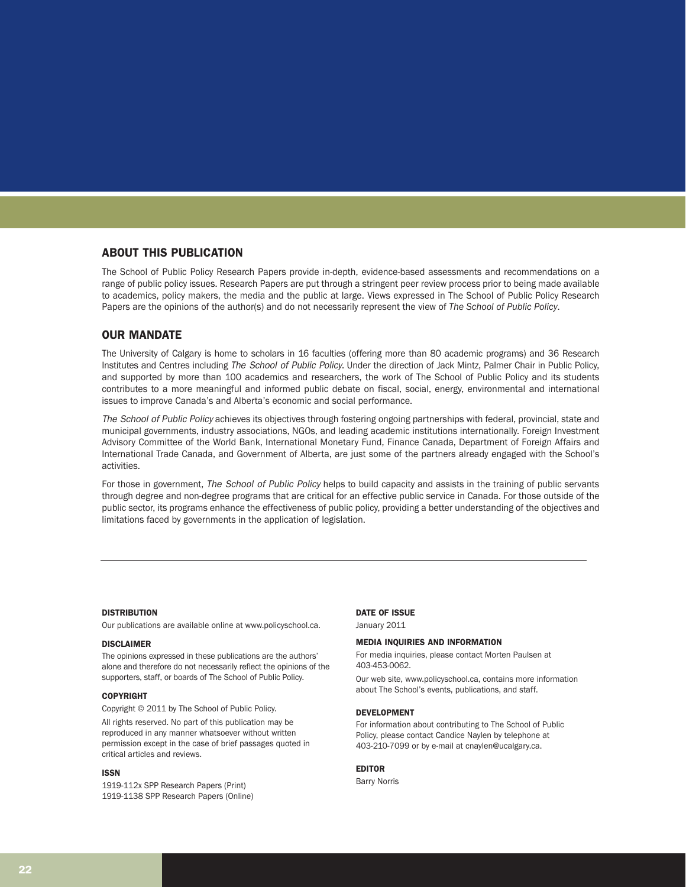## ABOUT THIS PUBLICATION

The School of Public Policy Research Papers provide in-depth, evidence-based assessments and recommendations on a range of public policy issues. Research Papers are put through a stringent peer review process prior to being made available to academics, policy makers, the media and the public at large. Views expressed in The School of Public Policy Research Papers are the opinions of the author(s) and do not necessarily represent the view of *The School of Public Policy*.

## OUR MANDATE

The University of Calgary is home to scholars in 16 faculties (offering more than 80 academic programs) and 36 Research Institutes and Centres including *The School of Public Policy*. Under the direction of Jack Mintz, Palmer Chair in Public Policy, and supported by more than 100 academics and researchers, the work of The School of Public Policy and its students contributes to a more meaningful and informed public debate on fiscal, social, energy, environmental and international issues to improve Canada's and Alberta's economic and social performance.

*The School of Public Policy* achieves its objectives through fostering ongoing partnerships with federal, provincial, state and municipal governments, industry associations, NGOs, and leading academic institutions internationally. Foreign Investment Advisory Committee of the World Bank, International Monetary Fund, Finance Canada, Department of Foreign Affairs and International Trade Canada, and Government of Alberta, are just some of the partners already engaged with the School's activities.

For those in government, *The School of Public Policy* helps to build capacity and assists in the training of public servants through degree and non-degree programs that are critical for an effective public service in Canada. For those outside of the public sector, its programs enhance the effectiveness of public policy, providing a better understanding of the objectives and limitations faced by governments in the application of legislation.

---

#### DISTRIBUTION

Our publications are available online at www.policyschool.ca.

#### DISCLAIMER

The opinions expressed in these publications are the authors' alone and therefore do not necessarily reflect the opinions of the supporters, staff, or boards of The School of Public Policy.

#### COPYRIGHT

Copyright © 2011 by The School of Public Policy.

All rights reserved. No part of this publication may be reproduced in any manner whatsoever without written permission except in the case of brief passages quoted in critical articles and reviews.

#### ISSN

1919-112x SPP Research Papers (Print)
1919-1138 SPP Research Papers (Online)

#### DATE OF ISSUE

January 2011

#### MEDIA INQUIRIES AND INFORMATION

For media inquiries, please contact Morten Paulsen at 403-453-0062.

Our web site, www.policyschool.ca, contains more information about The School's events, publications, and staff.

#### DEVELOPMENT

For information about contributing to The School of Public Policy, please contact Candice Naylen by telephone at 403-210-7099 or by e-mail at cnaylen@ucalgary.ca.

#### EDITOR

Barry Norris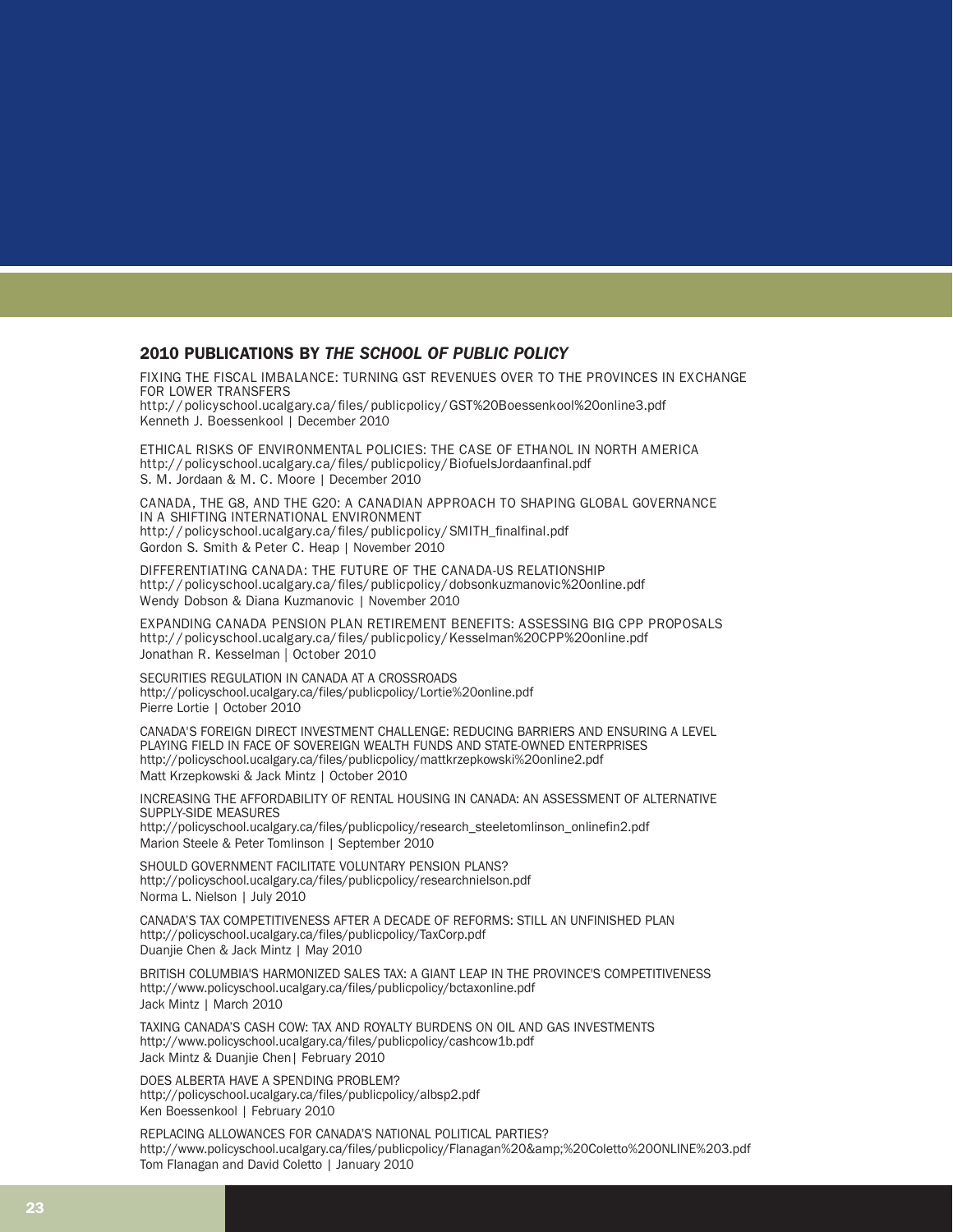## 2010 PUBLICATIONS BY *THE SCHOOL OF PUBLIC POLICY*

FIXING THE FISCAL IMBALANCE: TURNING GST REVENUES OVER TO THE PROVINCES IN EXCHANGE FOR LOWER TRANSFERS
http://policyschool.ucalgary.ca/files/publicpolicy/GST%20Boessenkool%20online3.pdf
Kenneth J. Boessenkool | December 2010

ETHICAL RISKS OF ENVIRONMENTAL POLICIES: THE CASE OF ETHANOL IN NORTH AMERICA
http://policyschool.ucalgary.ca/files/publicpolicy/BiofuelsJordaanfinal.pdf
S. M. Jordaan & M. C. Moore | December 2010

CANADA, THE G8, AND THE G20: A CANADIAN APPROACH TO SHAPING GLOBAL GOVERNANCE IN A SHIFTING INTERNATIONAL ENVIRONMENT
http://policyschool.ucalgary.ca/files/publicpolicy/SMITH_finalfinal.pdf
Gordon S. Smith & Peter C. Heap | November 2010

DIFFERENTIATING CANADA: THE FUTURE OF THE CANADA-US RELATIONSHIP
http://policyschool.ucalgary.ca/files/publicpolicy/dobsonkuzmanovic%20online.pdf
Wendy Dobson & Diana Kuzmanovic | November 2010

EXPANDING CANADA PENSION PLAN RETIREMENT BENEFITS: ASSESSING BIG CPP PROPOSALS
http://policyschool.ucalgary.ca/files/publicpolicy/Kesselman%20CPP%20online.pdf
Jonathan R. Kesselman | October 2010

SECURITIES REGULATION IN CANADA AT A CROSSROADS
http://policyschool.ucalgary.ca/files/publicpolicy/Lortie%20online.pdf
Pierre Lortie | October 2010

CANADA'S FOREIGN DIRECT INVESTMENT CHALLENGE: REDUCING BARRIERS AND ENSURING A LEVEL PLAYING FIELD IN FACE OF SOVEREIGN WEALTH FUNDS AND STATE-OWNED ENTERPRISES
http://policyschool.ucalgary.ca/files/publicpolicy/mattkrzepkowski%20online2.pdf
Matt Krzepkowski & Jack Mintz | October 2010

INCREASING THE AFFORDABILITY OF RENTAL HOUSING IN CANADA: AN ASSESSMENT OF ALTERNATIVE SUPPLY-SIDE MEASURES
http://policyschool.ucalgary.ca/files/publicpolicy/research_steeletomlinson_onlinefin2.pdf
Marion Steele & Peter Tomlinson | September 2010

SHOULD GOVERNMENT FACILITATE VOLUNTARY PENSION PLANS?
http://policyschool.ucalgary.ca/files/publicpolicy/researchnielson.pdf
Norma L. Nielson | July 2010

CANADA'S TAX COMPETITIVENESS AFTER A DECADE OF REFORMS: STILL AN UNFINISHED PLAN
http://policyschool.ucalgary.ca/files/publicpolicy/TaxCorp.pdf
Duanjie Chen & Jack Mintz | May 2010

BRITISH COLUMBIA'S HARMONIZED SALES TAX: A GIANT LEAP IN THE PROVINCE'S COMPETITIVENESS
http://www.policyschool.ucalgary.ca/files/publicpolicy/bctaxonline.pdf
Jack Mintz | March 2010

TAXING CANADA'S CASH COW: TAX AND ROYALTY BURDENS ON OIL AND GAS INVESTMENTS
http://www.policyschool.ucalgary.ca/files/publicpolicy/cashcow1b.pdf
Jack Mintz & Duanjie Chen| February 2010

DOES ALBERTA HAVE A SPENDING PROBLEM?
http://policyschool.ucalgary.ca/files/publicpolicy/albsp2.pdf
Ken Boessenkool | February 2010

REPLACING ALLOWANCES FOR CANADA'S NATIONAL POLITICAL PARTIES?
http://www.policyschool.ucalgary.ca/files/publicpolicy/Flanagan%20&amp;%20Coletto%20ONLINE%203.pdf
Tom Flanagan and David Coletto | January 2010